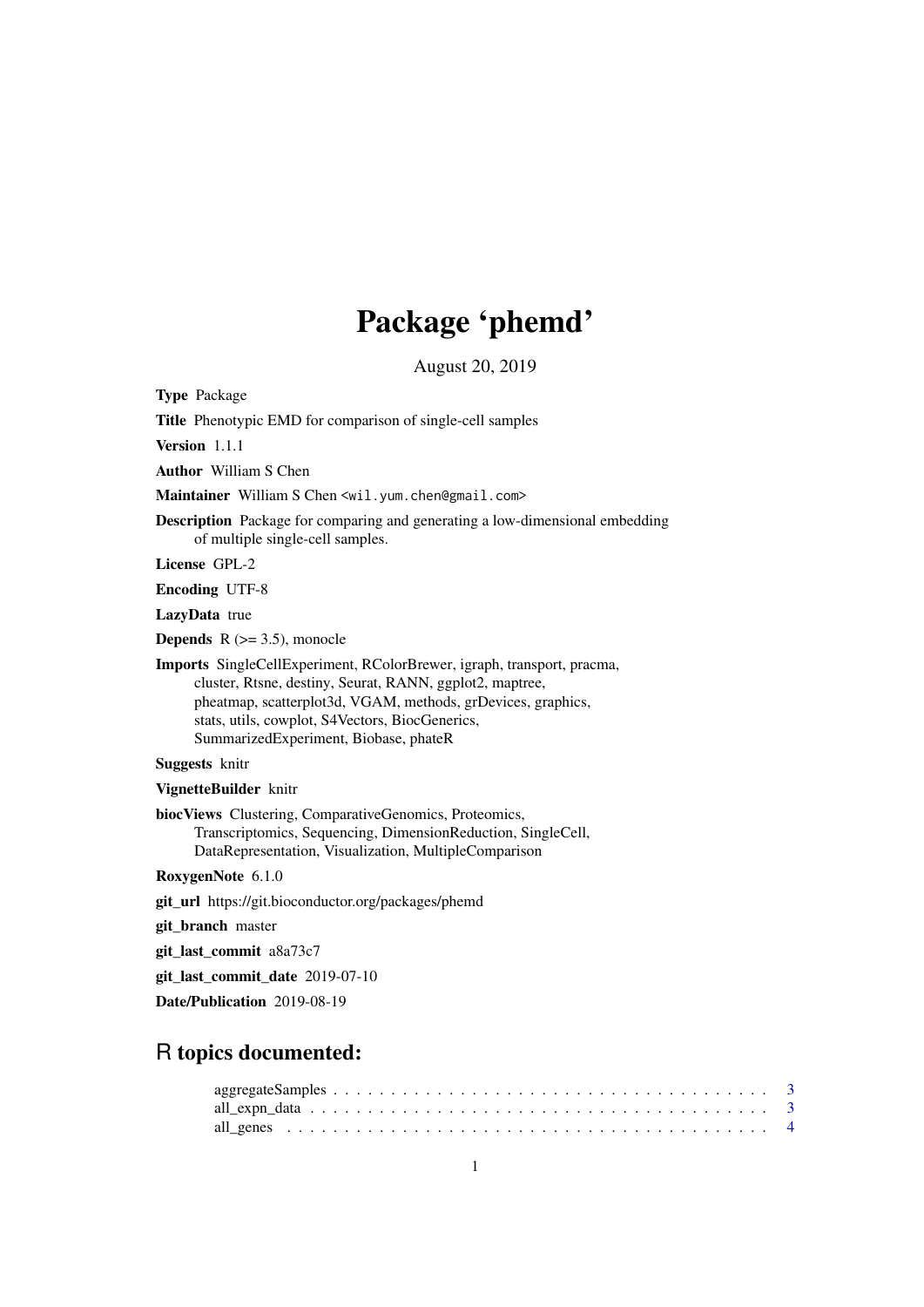# Package 'phemd'

August 20, 2019

**Type** Package

**Title** Phenotypic EMD for comparison of single-cell samples

**Version** 1.1.1

**Author** William S Chen

**Maintainer** William S Chen <wil.yum.chen@gmail.com>

**Description** Package for comparing and generating a low-dimensional embedding of multiple single-cell samples.

**License** GPL-2

**Encoding** UTF-8

**LazyData** true

**Depends** R (>= 3.5), monocle

**Imports** SingleCellExperiment, RColorBrewer, igraph, transport, pracma, cluster, Rtsne, destiny, Seurat, RANN, ggplot2, maptree, pheatmap, scatterplot3d, VGAM, methods, grDevices, graphics, stats, utils, cowplot, S4Vectors, BiocGenerics, SummarizedExperiment, Biobase, phateR

**Suggests** knitr

**VignetteBuilder** knitr

**biocViews** Clustering, ComparativeGenomics, Proteomics, Transcriptomics, Sequencing, DimensionReduction, SingleCell, DataRepresentation, Visualization, MultipleComparison

**RoxygenNote** 6.1.0

**git_url** https://git.bioconductor.org/packages/phemd

**git_branch** master

**git_last_commit** a8a73c7

**git_last_commit_date** 2019-07-10

**Date/Publication** 2019-08-19

## R topics documented:

- aggregateSamples . . . . . . . . . . . . . . . . . . . . . . . . . . . . . . . . . . . . . . . 3
- all_expn_data . . . . . . . . . . . . . . . . . . . . . . . . . . . . . . . . . . . . . . . . . 3
- all_genes . . . . . . . . . . . . . . . . . . . . . . . . . . . . . . . . . . . . . . . . . . . 4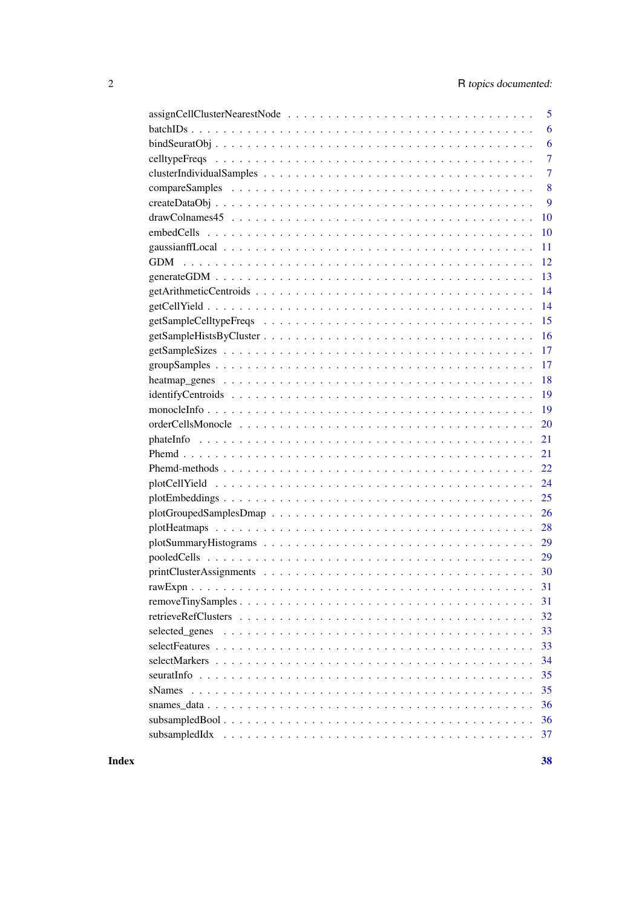assignCellClusterNearestNode . . . . . . . . . . . . . . . . . . . . . . . . . . . . . 5
batchIDs . . . . . . . . . . . . . . . . . . . . . . . . . . . . . . . . . . . . . . . . 6
bindSeuratObj . . . . . . . . . . . . . . . . . . . . . . . . . . . . . . . . . . . . . 6
celltypeFreqs . . . . . . . . . . . . . . . . . . . . . . . . . . . . . . . . . . . . . 7
clusterIndividualSamples . . . . . . . . . . . . . . . . . . . . . . . . . . . . . . . 7
compareSamples . . . . . . . . . . . . . . . . . . . . . . . . . . . . . . . . . . . . 8
createDataObj . . . . . . . . . . . . . . . . . . . . . . . . . . . . . . . . . . . . . 9
drawColnames45 . . . . . . . . . . . . . . . . . . . . . . . . . . . . . . . . . . . . 10
embedCells . . . . . . . . . . . . . . . . . . . . . . . . . . . . . . . . . . . . . . 10
gaussianffLocal . . . . . . . . . . . . . . . . . . . . . . . . . . . . . . . . . . . . 11
GDM . . . . . . . . . . . . . . . . . . . . . . . . . . . . . . . . . . . . . . . . . 12
generateGDM . . . . . . . . . . . . . . . . . . . . . . . . . . . . . . . . . . . . . 13
getArithmeticCentroids . . . . . . . . . . . . . . . . . . . . . . . . . . . . . . . . 14
getCellYield . . . . . . . . . . . . . . . . . . . . . . . . . . . . . . . . . . . . . 14
getSampleCelltypeFreqs . . . . . . . . . . . . . . . . . . . . . . . . . . . . . . . . 15
getSampleHistsByCluster . . . . . . . . . . . . . . . . . . . . . . . . . . . . . . . 16
getSampleSizes . . . . . . . . . . . . . . . . . . . . . . . . . . . . . . . . . . . . 17
groupSamples . . . . . . . . . . . . . . . . . . . . . . . . . . . . . . . . . . . . . 17
heatmap_genes . . . . . . . . . . . . . . . . . . . . . . . . . . . . . . . . . . . . 18
identifyCentroids . . . . . . . . . . . . . . . . . . . . . . . . . . . . . . . . . . . 19
monocleInfo . . . . . . . . . . . . . . . . . . . . . . . . . . . . . . . . . . . . . . 19
orderCellsMonocle . . . . . . . . . . . . . . . . . . . . . . . . . . . . . . . . . . . 20
phateInfo . . . . . . . . . . . . . . . . . . . . . . . . . . . . . . . . . . . . . . . 21
Phemd . . . . . . . . . . . . . . . . . . . . . . . . . . . . . . . . . . . . . . . . 21
Phemd-methods . . . . . . . . . . . . . . . . . . . . . . . . . . . . . . . . . . . . 22
plotCellYield . . . . . . . . . . . . . . . . . . . . . . . . . . . . . . . . . . . . . 24
plotEmbeddings . . . . . . . . . . . . . . . . . . . . . . . . . . . . . . . . . . . . 25
plotGroupedSamplesDmap . . . . . . . . . . . . . . . . . . . . . . . . . . . . . . . 26
plotHeatmaps . . . . . . . . . . . . . . . . . . . . . . . . . . . . . . . . . . . . . 28
plotSummaryHistograms . . . . . . . . . . . . . . . . . . . . . . . . . . . . . . . . 29
pooledCells . . . . . . . . . . . . . . . . . . . . . . . . . . . . . . . . . . . . . . 29
printClusterAssignments . . . . . . . . . . . . . . . . . . . . . . . . . . . . . . . 30
rawExpn . . . . . . . . . . . . . . . . . . . . . . . . . . . . . . . . . . . . . . . 31
removeTinySamples . . . . . . . . . . . . . . . . . . . . . . . . . . . . . . . . . . 31
retrieveRefClusters . . . . . . . . . . . . . . . . . . . . . . . . . . . . . . . . . . 32
selected_genes . . . . . . . . . . . . . . . . . . . . . . . . . . . . . . . . . . . . 33
selectFeatures . . . . . . . . . . . . . . . . . . . . . . . . . . . . . . . . . . . . 33
selectMarkers . . . . . . . . . . . . . . . . . . . . . . . . . . . . . . . . . . . . . 34
seuratInfo . . . . . . . . . . . . . . . . . . . . . . . . . . . . . . . . . . . . . . 35
sNames . . . . . . . . . . . . . . . . . . . . . . . . . . . . . . . . . . . . . . . . 35
snames_data . . . . . . . . . . . . . . . . . . . . . . . . . . . . . . . . . . . . . . 36
subsampledBool . . . . . . . . . . . . . . . . . . . . . . . . . . . . . . . . . . . . 36
subsampledIdx . . . . . . . . . . . . . . . . . . . . . . . . . . . . . . . . . . . . . 37

**Index** **38**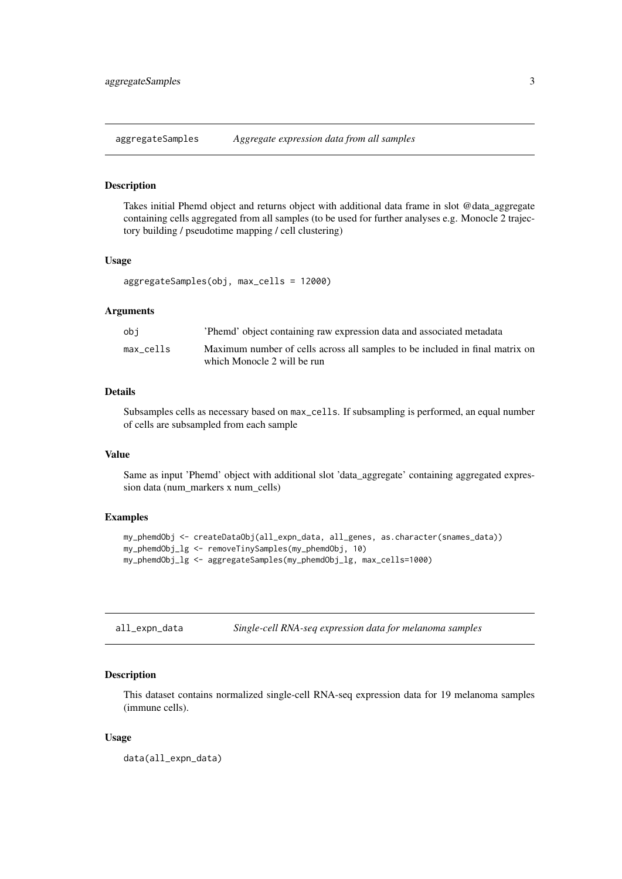## aggregateSamples *Aggregate expression data from all samples*

### Description

Takes initial Phemd object and returns object with additional data frame in slot @data_aggregate containing cells aggregated from all samples (to be used for further analyses e.g. Monocle 2 trajectory building / pseudotime mapping / cell clustering)

### Usage

```
aggregateSamples(obj, max_cells = 12000)
```

### Arguments

| | |
|---|---|
| obj | 'Phemd' object containing raw expression data and associated metadata |
| max_cells | Maximum number of cells across all samples to be included in final matrix on which Monocle 2 will be run |

### Details

Subsamples cells as necessary based on `max_cells`. If subsampling is performed, an equal number of cells are subsampled from each sample

### Value

Same as input 'Phemd' object with additional slot 'data_aggregate' containing aggregated expression data (num_markers x num_cells)

### Examples

```
my_phemdObj <- createDataObj(all_expn_data, all_genes, as.character(snames_data))
my_phemdObj_lg <- removeTinySamples(my_phemdObj, 10)
my_phemdObj_lg <- aggregateSamples(my_phemdObj_lg, max_cells=1000)
```

## all_expn_data *Single-cell RNA-seq expression data for melanoma samples*

### Description

This dataset contains normalized single-cell RNA-seq expression data for 19 melanoma samples (immune cells).

### Usage

```
data(all_expn_data)
```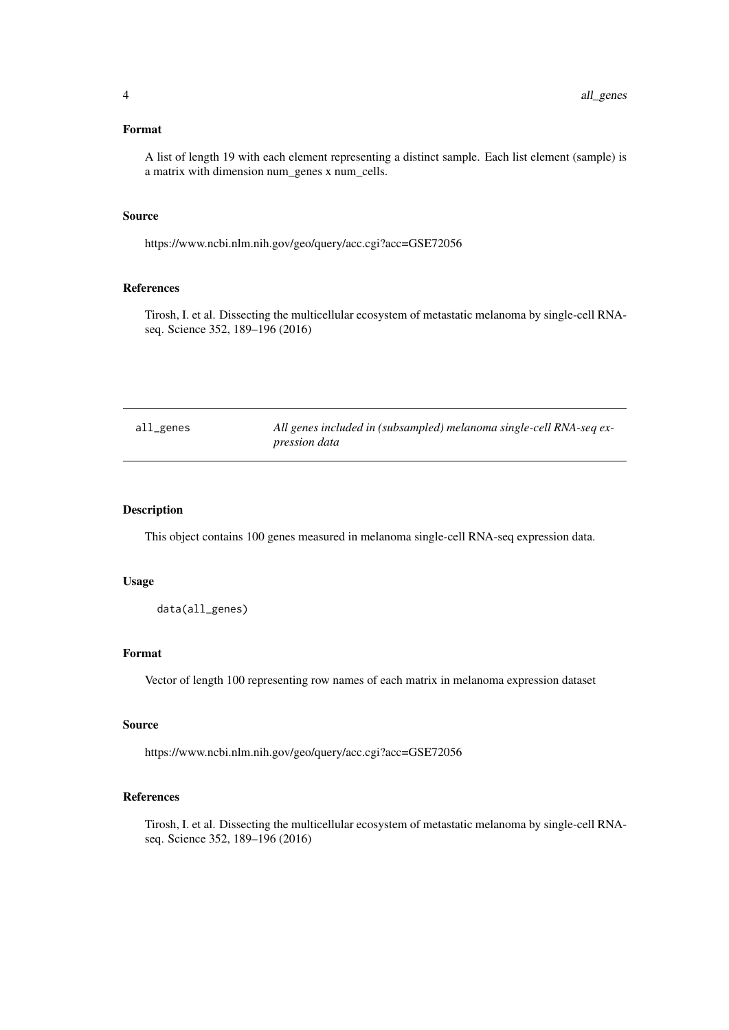### Format

A list of length 19 with each element representing a distinct sample. Each list element (sample) is a matrix with dimension num_genes x num_cells.

### Source

https://www.ncbi.nlm.nih.gov/geo/query/acc.cgi?acc=GSE72056

### References

Tirosh, I. et al. Dissecting the multicellular ecosystem of metastatic melanoma by single-cell RNA-seq. Science 352, 189–196 (2016)

---

## all_genes — *All genes included in (subsampled) melanoma single-cell RNA-seq expression data*

---

### Description

This object contains 100 genes measured in melanoma single-cell RNA-seq expression data.

### Usage

```
data(all_genes)
```

### Format

Vector of length 100 representing row names of each matrix in melanoma expression dataset

### Source

https://www.ncbi.nlm.nih.gov/geo/query/acc.cgi?acc=GSE72056

### References

Tirosh, I. et al. Dissecting the multicellular ecosystem of metastatic melanoma by single-cell RNA-seq. Science 352, 189–196 (2016)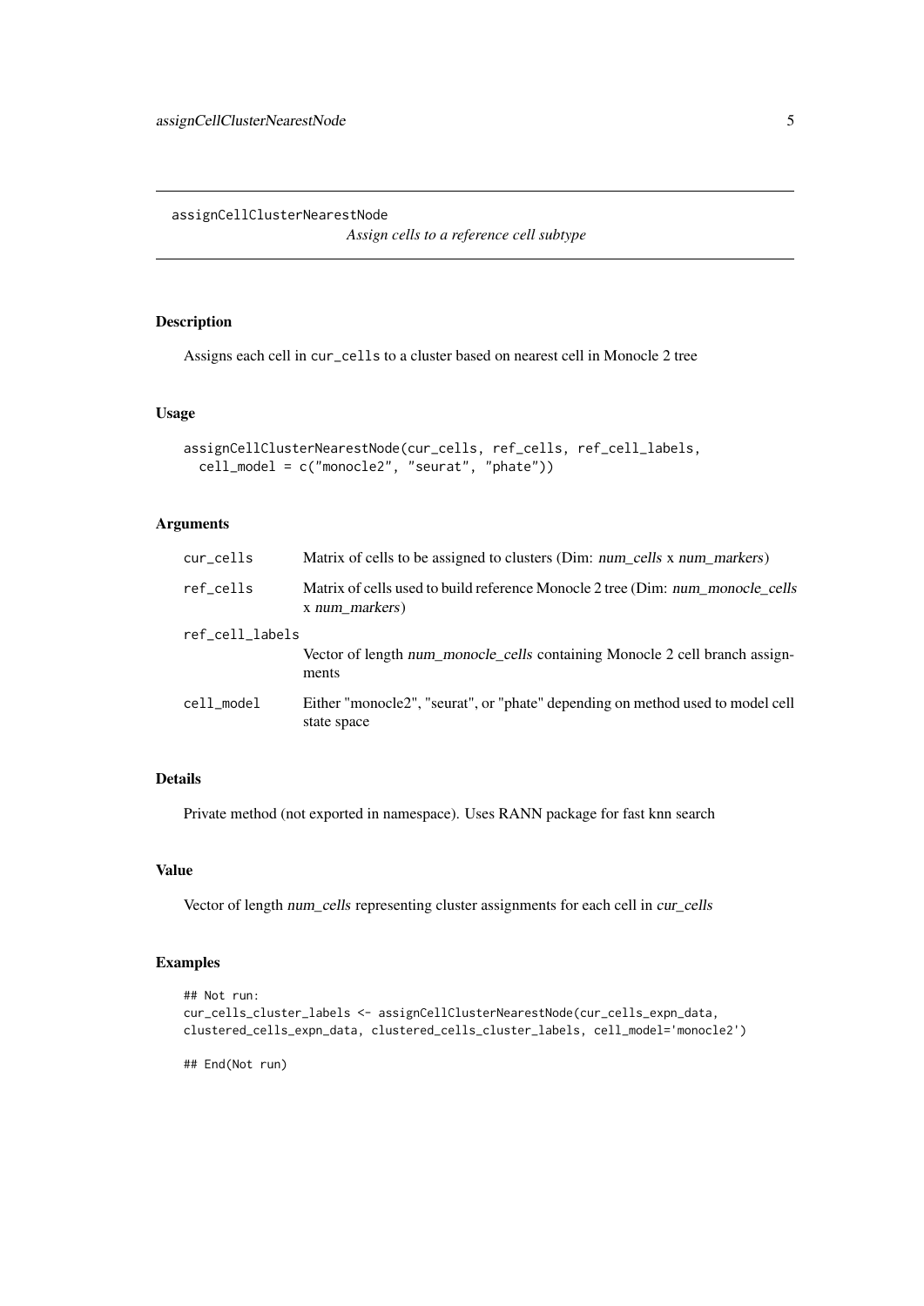# assignCellClusterNearestNode

*Assign cells to a reference cell subtype*

## Description

Assigns each cell in `cur_cells` to a cluster based on nearest cell in Monocle 2 tree

## Usage

```
assignCellClusterNearestNode(cur_cells, ref_cells, ref_cell_labels,
  cell_model = c("monocle2", "seurat", "phate"))
```

## Arguments

| | |
|---|---|
| `cur_cells` | Matrix of cells to be assigned to clusters (Dim: *num_cells* x *num_markers*) |
| `ref_cells` | Matrix of cells used to build reference Monocle 2 tree (Dim: *num_monocle_cells* x *num_markers*) |
| `ref_cell_labels` | Vector of length *num_monocle_cells* containing Monocle 2 cell branch assignments |
| `cell_model` | Either "monocle2", "seurat", or "phate" depending on method used to model cell state space |

## Details

Private method (not exported in namespace). Uses RANN package for fast knn search

## Value

Vector of length *num_cells* representing cluster assignments for each cell in *cur_cells*

## Examples

```
## Not run:
cur_cells_cluster_labels <- assignCellClusterNearestNode(cur_cells_expn_data,
clustered_cells_expn_data, clustered_cells_cluster_labels, cell_model='monocle2')

## End(Not run)
```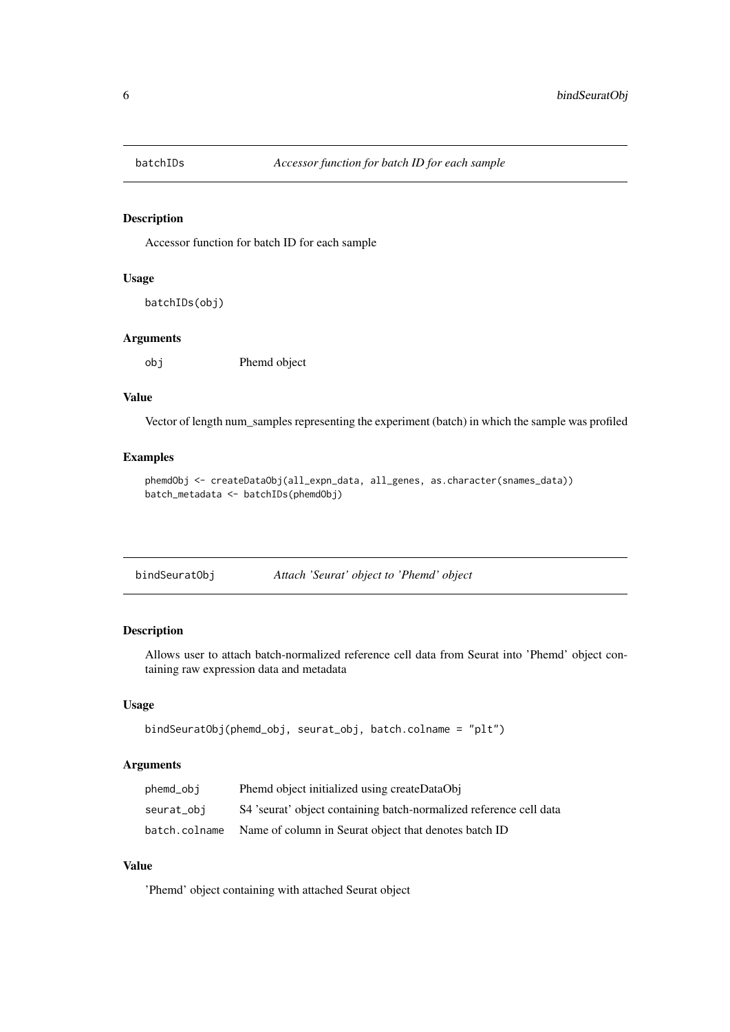## batchIDs — *Accessor function for batch ID for each sample*

### Description

Accessor function for batch ID for each sample

### Usage

```
batchIDs(obj)
```

### Arguments

| | |
|---|---|
| obj | Phemd object |

### Value

Vector of length num_samples representing the experiment (batch) in which the sample was profiled

### Examples

```
phemdObj <- createDataObj(all_expn_data, all_genes, as.character(snames_data))
batch_metadata <- batchIDs(phemdObj)
```

## bindSeuratObj — *Attach 'Seurat' object to 'Phemd' object*

### Description

Allows user to attach batch-normalized reference cell data from Seurat into 'Phemd' object containing raw expression data and metadata

### Usage

```
bindSeuratObj(phemd_obj, seurat_obj, batch.colname = "plt")
```

### Arguments

| | |
|---|---|
| phemd_obj | Phemd object initialized using createDataObj |
| seurat_obj | S4 'seurat' object containing batch-normalized reference cell data |
| batch.colname | Name of column in Seurat object that denotes batch ID |

### Value

'Phemd' object containing with attached Seurat object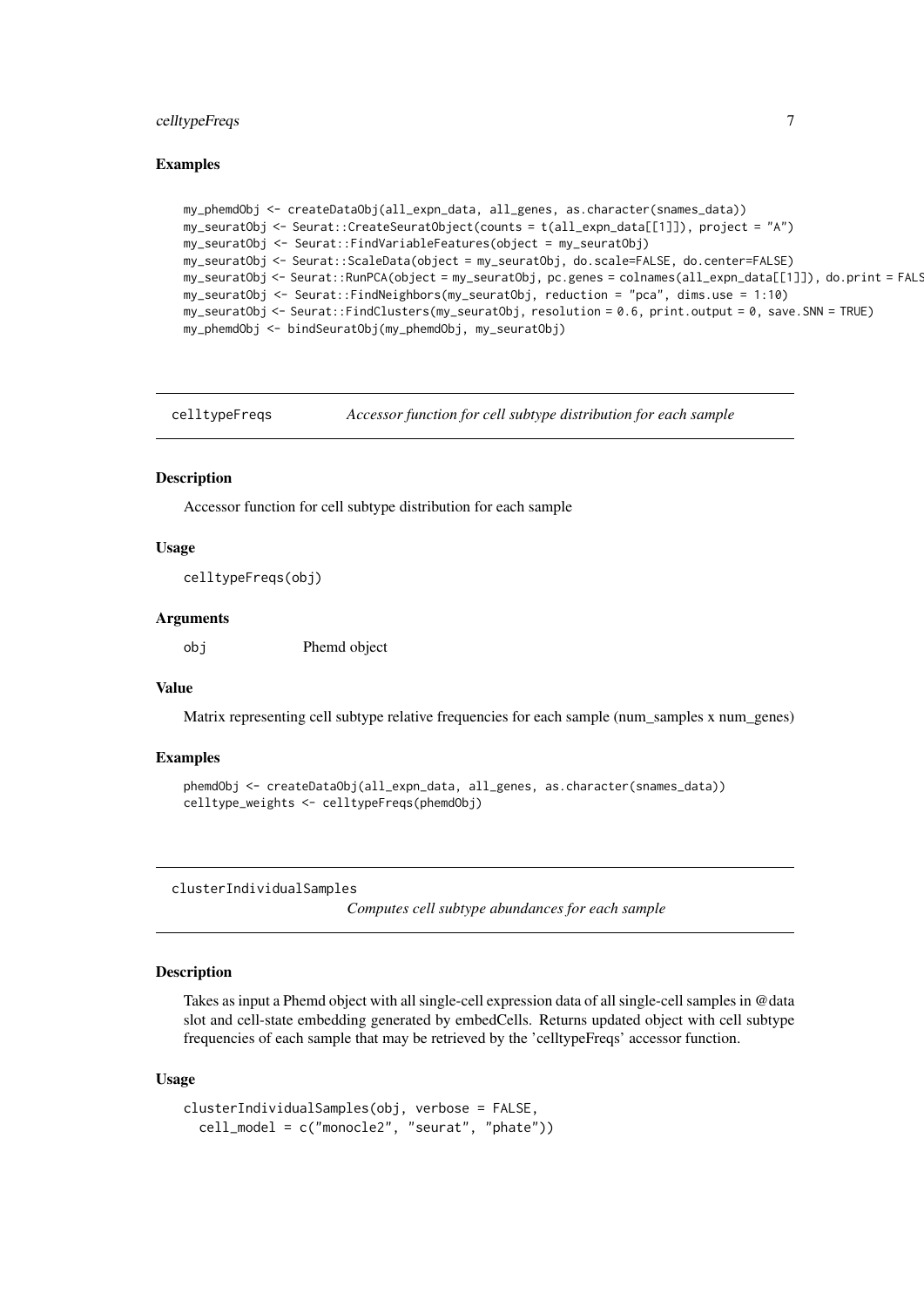### Examples

```
my_phemdObj <- createDataObj(all_expn_data, all_genes, as.character(snames_data))
my_seuratObj <- Seurat::CreateSeuratObject(counts = t(all_expn_data[[1]]), project = "A")
my_seuratObj <- Seurat::FindVariableFeatures(object = my_seuratObj)
my_seuratObj <- Seurat::ScaleData(object = my_seuratObj, do.scale=FALSE, do.center=FALSE)
my_seuratObj <- Seurat::RunPCA(object = my_seuratObj, pc.genes = colnames(all_expn_data[[1]]), do.print = FALS
my_seuratObj <- Seurat::FindNeighbors(my_seuratObj, reduction = "pca", dims.use = 1:10)
my_seuratObj <- Seurat::FindClusters(my_seuratObj, resolution = 0.6, print.output = 0, save.SNN = TRUE)
my_phemdObj <- bindSeuratObj(my_phemdObj, my_seuratObj)
```

---

## celltypeFreqs — *Accessor function for cell subtype distribution for each sample*

### Description

Accessor function for cell subtype distribution for each sample

### Usage

```
celltypeFreqs(obj)
```

### Arguments

| | |
|---|---|
| obj | Phemd object |

### Value

Matrix representing cell subtype relative frequencies for each sample (num_samples x num_genes)

### Examples

```
phemdObj <- createDataObj(all_expn_data, all_genes, as.character(snames_data))
celltype_weights <- celltypeFreqs(phemdObj)
```

---

## clusterIndividualSamples — *Computes cell subtype abundances for each sample*

### Description

Takes as input a Phemd object with all single-cell expression data of all single-cell samples in @data slot and cell-state embedding generated by embedCells. Returns updated object with cell subtype frequencies of each sample that may be retrieved by the 'celltypeFreqs' accessor function.

### Usage

```
clusterIndividualSamples(obj, verbose = FALSE,
  cell_model = c("monocle2", "seurat", "phate"))
```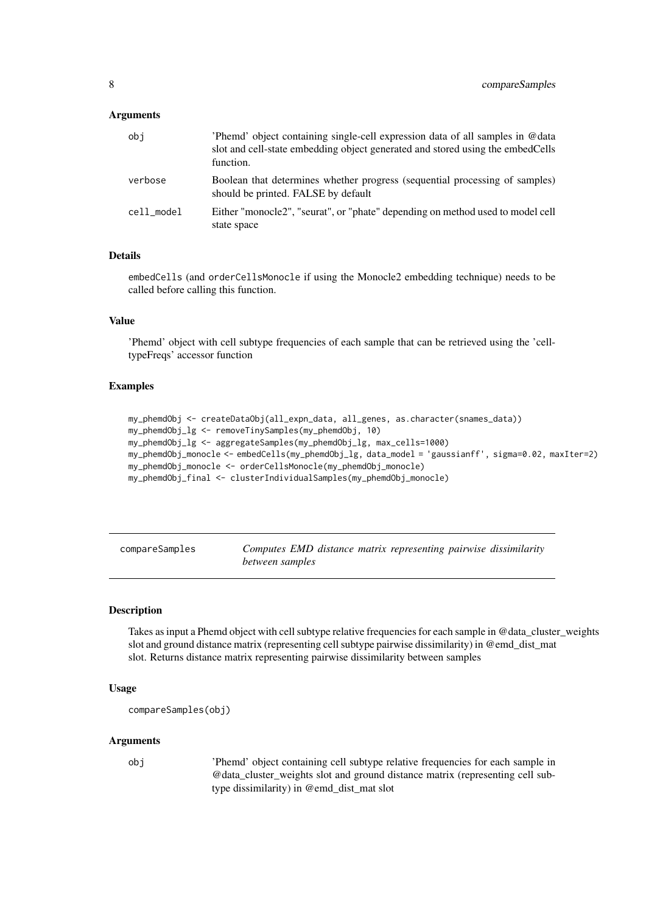### Arguments

| | |
|---|---|
| obj | 'Phemd' object containing single-cell expression data of all samples in @data slot and cell-state embedding object generated and stored using the embedCells function. |
| verbose | Boolean that determines whether progress (sequential processing of samples) should be printed. FALSE by default |
| cell_model | Either "monocle2", "seurat", or "phate" depending on method used to model cell state space |

### Details

embedCells (and orderCellsMonocle if using the Monocle2 embedding technique) needs to be called before calling this function.

### Value

'Phemd' object with cell subtype frequencies of each sample that can be retrieved using the 'celltypeFreqs' accessor function

### Examples

```
my_phemdObj <- createDataObj(all_expn_data, all_genes, as.character(snames_data))
my_phemdObj_lg <- removeTinySamples(my_phemdObj, 10)
my_phemdObj_lg <- aggregateSamples(my_phemdObj_lg, max_cells=1000)
my_phemdObj_monocle <- embedCells(my_phemdObj_lg, data_model = 'gaussianff', sigma=0.02, maxIter=2)
my_phemdObj_monocle <- orderCellsMonocle(my_phemdObj_monocle)
my_phemdObj_final <- clusterIndividualSamples(my_phemdObj_monocle)
```

---

## compareSamples — *Computes EMD distance matrix representing pairwise dissimilarity between samples*

### Description

Takes as input a Phemd object with cell subtype relative frequencies for each sample in @data_cluster_weights slot and ground distance matrix (representing cell subtype pairwise dissimilarity) in @emd_dist_mat slot. Returns distance matrix representing pairwise dissimilarity between samples

### Usage

```
compareSamples(obj)
```

### Arguments

| | |
|---|---|
| obj | 'Phemd' object containing cell subtype relative frequencies for each sample in @data_cluster_weights slot and ground distance matrix (representing cell subtype dissimilarity) in @emd_dist_mat slot |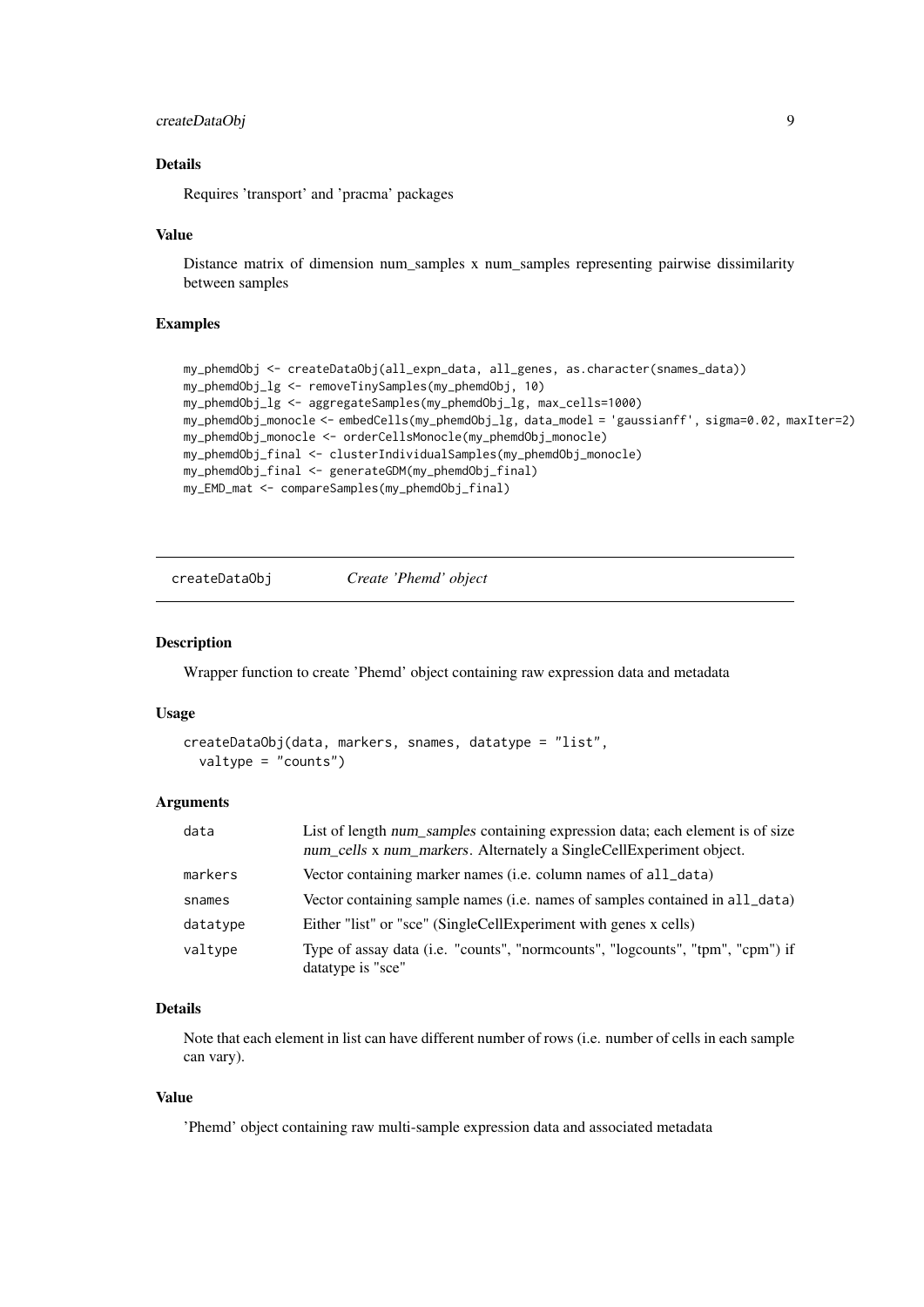### Details

Requires 'transport' and 'pracma' packages

### Value

Distance matrix of dimension num_samples x num_samples representing pairwise dissimilarity between samples

### Examples

```
my_phemdObj <- createDataObj(all_expn_data, all_genes, as.character(snames_data))
my_phemdObj_lg <- removeTinySamples(my_phemdObj, 10)
my_phemdObj_lg <- aggregateSamples(my_phemdObj_lg, max_cells=1000)
my_phemdObj_monocle <- embedCells(my_phemdObj_lg, data_model = 'gaussianff', sigma=0.02, maxIter=2)
my_phemdObj_monocle <- orderCellsMonocle(my_phemdObj_monocle)
my_phemdObj_final <- clusterIndividualSamples(my_phemdObj_monocle)
my_phemdObj_final <- generateGDM(my_phemdObj_final)
my_EMD_mat <- compareSamples(my_phemdObj_final)
```

---

## createDataObj *Create 'Phemd' object*

### Description

Wrapper function to create 'Phemd' object containing raw expression data and metadata

### Usage

```
createDataObj(data, markers, snames, datatype = "list",
  valtype = "counts")
```

### Arguments

| | |
|---|---|
| data | List of length *num_samples* containing expression data; each element is of size *num_cells* x *num_markers*. Alternately a SingleCellExperiment object. |
| markers | Vector containing marker names (i.e. column names of `all_data`) |
| snames | Vector containing sample names (i.e. names of samples contained in `all_data`) |
| datatype | Either "list" or "sce" (SingleCellExperiment with genes x cells) |
| valtype | Type of assay data (i.e. "counts", "normcounts", "logcounts", "tpm", "cpm") if datatype is "sce" |

### Details

Note that each element in list can have different number of rows (i.e. number of cells in each sample can vary).

### Value

'Phemd' object containing raw multi-sample expression data and associated metadata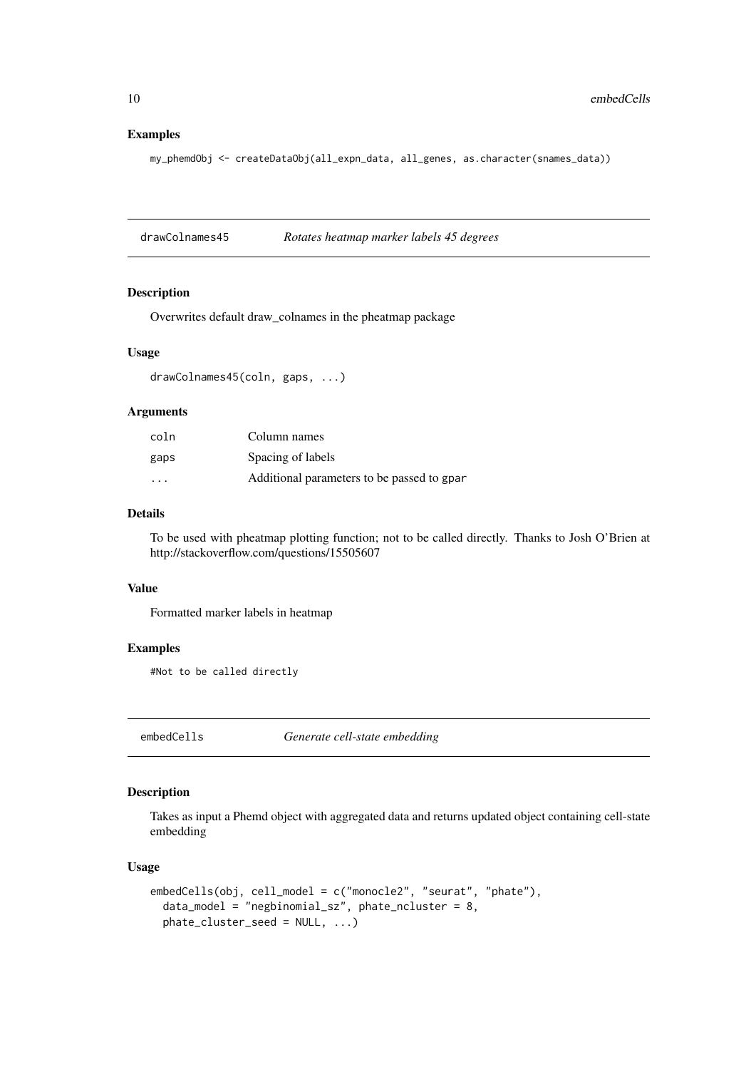### Examples

```
my_phemdObj <- createDataObj(all_expn_data, all_genes, as.character(snames_data))
```

---

## drawColnames45 — *Rotates heatmap marker labels 45 degrees*

### Description

Overwrites default draw_colnames in the pheatmap package

### Usage

```
drawColnames45(coln, gaps, ...)
```

### Arguments

| | |
|---|---|
| coln | Column names |
| gaps | Spacing of labels |
| ... | Additional parameters to be passed to gpar |

### Details

To be used with pheatmap plotting function; not to be called directly. Thanks to Josh O'Brien at http://stackoverflow.com/questions/15505607

### Value

Formatted marker labels in heatmap

### Examples

```
#Not to be called directly
```

---

## embedCells — *Generate cell-state embedding*

### Description

Takes as input a Phemd object with aggregated data and returns updated object containing cell-state embedding

### Usage

```
embedCells(obj, cell_model = c("monocle2", "seurat", "phate"),
  data_model = "negbinomial_sz", phate_ncluster = 8,
  phate_cluster_seed = NULL, ...)
```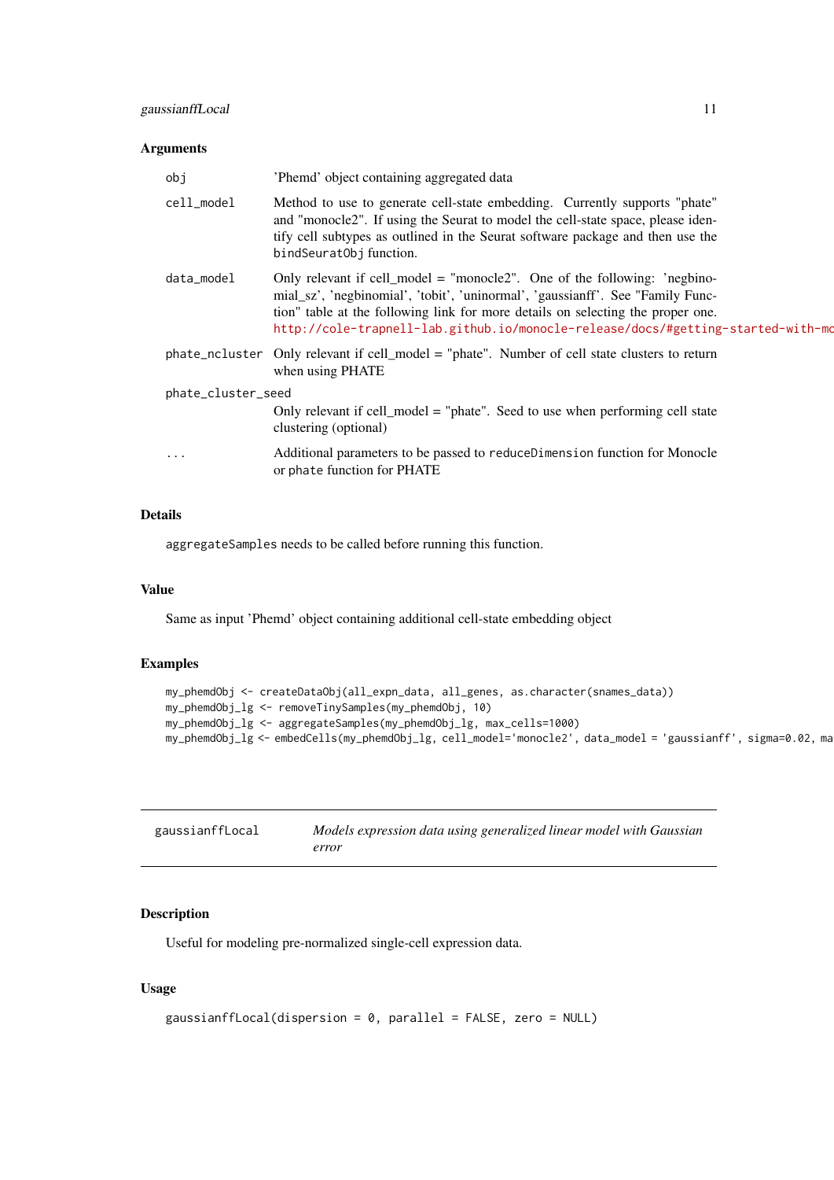### Arguments

- `obj` — 'Phemd' object containing aggregated data
- `cell_model` — Method to use to generate cell-state embedding. Currently supports "phate" and "monocle2". If using the Seurat to model the cell-state space, please identify cell subtypes as outlined in the Seurat software package and then use the `bindSeuratObj` function.
- `data_model` — Only relevant if cell_model = "monocle2". One of the following: 'negbinomial_sz', 'negbinomial', 'tobit', 'uninormal', 'gaussianff'. See "Family Function" table at the following link for more details on selecting the proper one. http://cole-trapnell-lab.github.io/monocle-release/docs/#getting-started-with-mo
- `phate_ncluster` — Only relevant if cell_model = "phate". Number of cell state clusters to return when using PHATE
- `phate_cluster_seed` — Only relevant if cell_model = "phate". Seed to use when performing cell state clustering (optional)
- `...` — Additional parameters to be passed to `reduceDimension` function for Monocle or `phate` function for PHATE

### Details

`aggregateSamples` needs to be called before running this function.

### Value

Same as input 'Phemd' object containing additional cell-state embedding object

### Examples

```
my_phemdObj <- createDataObj(all_expn_data, all_genes, as.character(snames_data))
my_phemdObj_lg <- removeTinySamples(my_phemdObj, 10)
my_phemdObj_lg <- aggregateSamples(my_phemdObj_lg, max_cells=1000)
my_phemdObj_lg <- embedCells(my_phemdObj_lg, cell_model='monocle2', data_model = 'gaussianff', sigma=0.02, ma
```

---

## gaussianffLocal — *Models expression data using generalized linear model with Gaussian error*

### Description

Useful for modeling pre-normalized single-cell expression data.

### Usage

```
gaussianffLocal(dispersion = 0, parallel = FALSE, zero = NULL)
```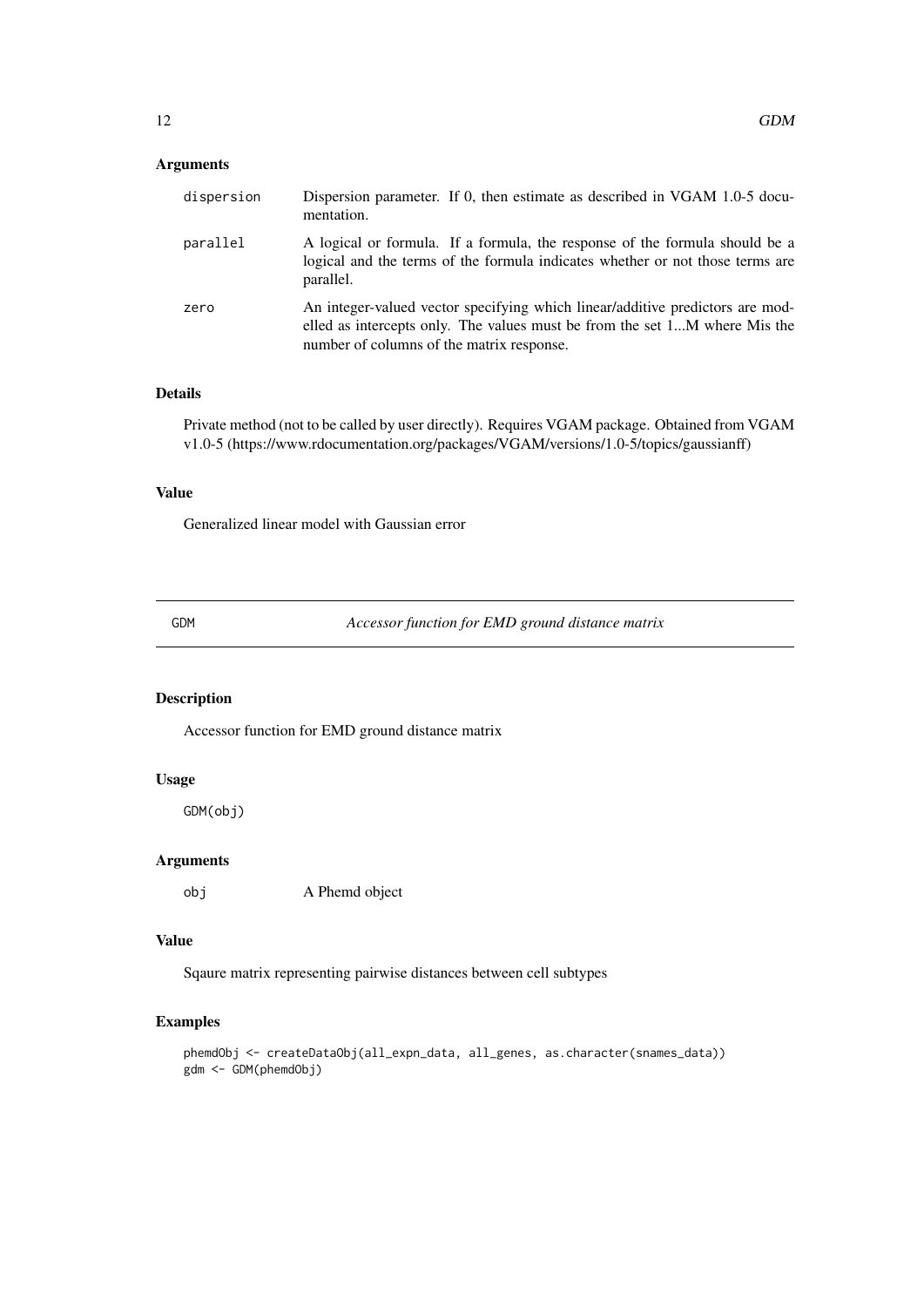## Arguments

- `dispersion` — Dispersion parameter. If 0, then estimate as described in VGAM 1.0-5 documentation.
- `parallel` — A logical or formula. If a formula, the response of the formula should be a logical and the terms of the formula indicates whether or not those terms are parallel.
- `zero` — An integer-valued vector specifying which linear/additive predictors are modelled as intercepts only. The values must be from the set 1...M where Mis the number of columns of the matrix response.

## Details

Private method (not to be called by user directly). Requires VGAM package. Obtained from VGAM v1.0-5 (https://www.rdocumentation.org/packages/VGAM/versions/1.0-5/topics/gaussianff)

## Value

Generalized linear model with Gaussian error

---

# GDM — *Accessor function for EMD ground distance matrix*

## Description

Accessor function for EMD ground distance matrix

## Usage

```
GDM(obj)
```

## Arguments

- `obj` — A Phemd object

## Value

Sqaure matrix representing pairwise distances between cell subtypes

## Examples

```
phemdObj <- createDataObj(all_expn_data, all_genes, as.character(snames_data))
gdm <- GDM(phemdObj)
```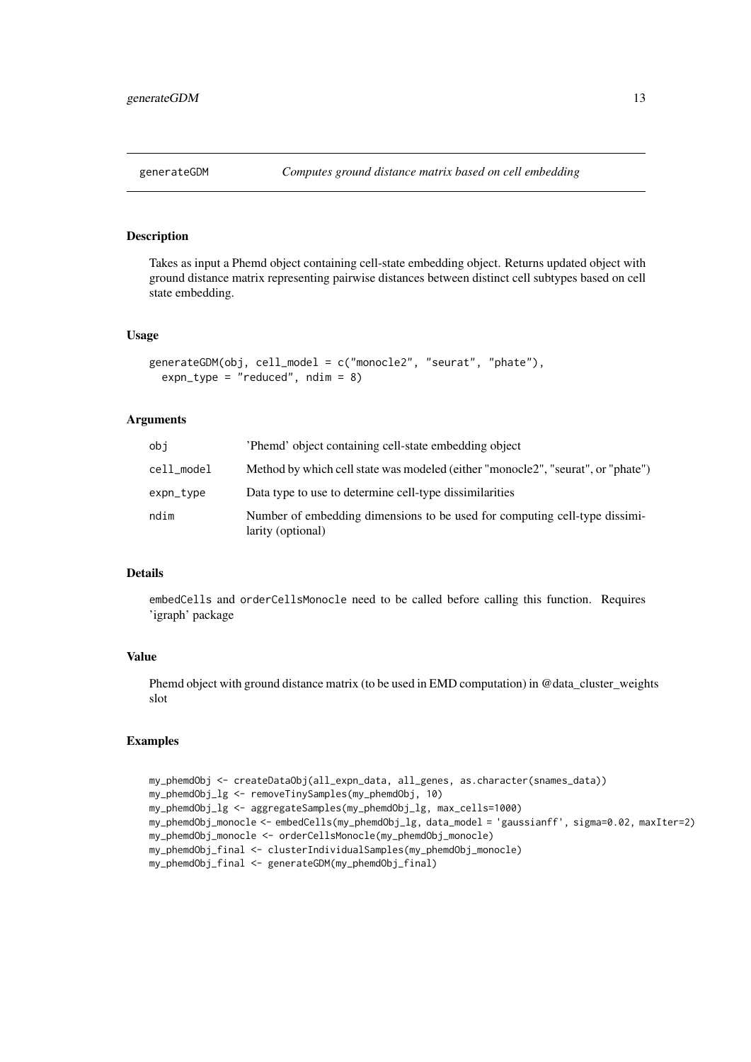generateGDM *Computes ground distance matrix based on cell embedding*

## Description

Takes as input a Phemd object containing cell-state embedding object. Returns updated object with ground distance matrix representing pairwise distances between distinct cell subtypes based on cell state embedding.

## Usage

```
generateGDM(obj, cell_model = c("monocle2", "seurat", "phate"),
  expn_type = "reduced", ndim = 8)
```

## Arguments

| | |
|---|---|
| obj | 'Phemd' object containing cell-state embedding object |
| cell_model | Method by which cell state was modeled (either "monocle2", "seurat", or "phate") |
| expn_type | Data type to use to determine cell-type dissimilarities |
| ndim | Number of embedding dimensions to be used for computing cell-type dissimilarity (optional) |

## Details

`embedCells` and `orderCellsMonocle` need to be called before calling this function. Requires 'igraph' package

## Value

Phemd object with ground distance matrix (to be used in EMD computation) in @data_cluster_weights slot

## Examples

```
my_phemdObj <- createDataObj(all_expn_data, all_genes, as.character(snames_data))
my_phemdObj_lg <- removeTinySamples(my_phemdObj, 10)
my_phemdObj_lg <- aggregateSamples(my_phemdObj_lg, max_cells=1000)
my_phemdObj_monocle <- embedCells(my_phemdObj_lg, data_model = 'gaussianff', sigma=0.02, maxIter=2)
my_phemdObj_monocle <- orderCellsMonocle(my_phemdObj_monocle)
my_phemdObj_final <- clusterIndividualSamples(my_phemdObj_monocle)
my_phemdObj_final <- generateGDM(my_phemdObj_final)
```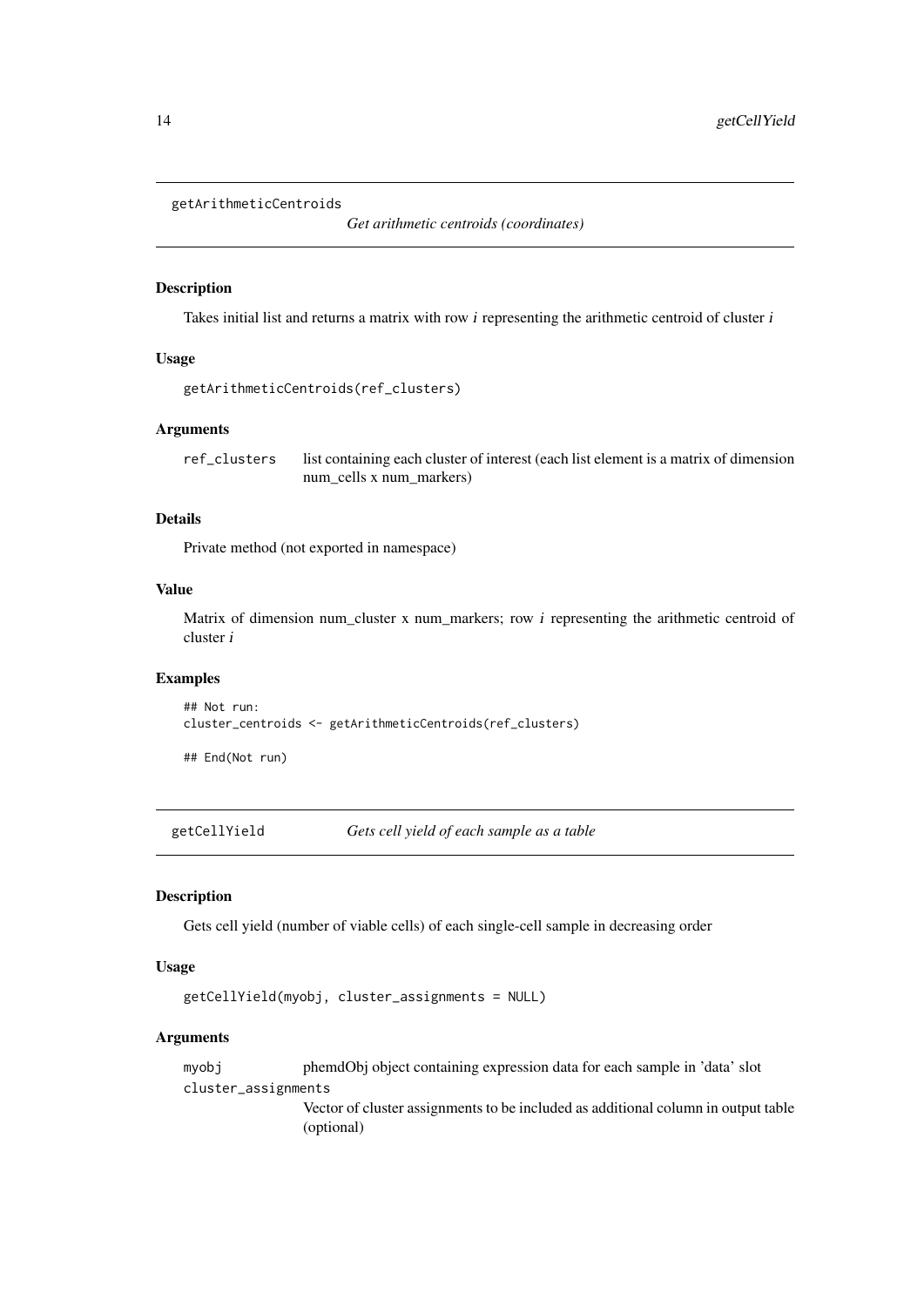## getArithmeticCentroids

*Get arithmetic centroids (coordinates)*

### Description

Takes initial list and returns a matrix with row $i$ representing the arithmetic centroid of cluster $i$

### Usage

```
getArithmeticCentroids(ref_clusters)
```

### Arguments

| | |
|---|---|
| ref_clusters | list containing each cluster of interest (each list element is a matrix of dimension num_cells x num_markers) |

### Details

Private method (not exported in namespace)

### Value

Matrix of dimension num_cluster x num_markers; row $i$ representing the arithmetic centroid of cluster $i$

### Examples

```
## Not run:
cluster_centroids <- getArithmeticCentroids(ref_clusters)

## End(Not run)
```

## getCellYield

*Gets cell yield of each sample as a table*

### Description

Gets cell yield (number of viable cells) of each single-cell sample in decreasing order

### Usage

```
getCellYield(myobj, cluster_assignments = NULL)
```

### Arguments

| | |
|---|---|
| myobj | phemdObj object containing expression data for each sample in 'data' slot |
| cluster_assignments | Vector of cluster assignments to be included as additional column in output table (optional) |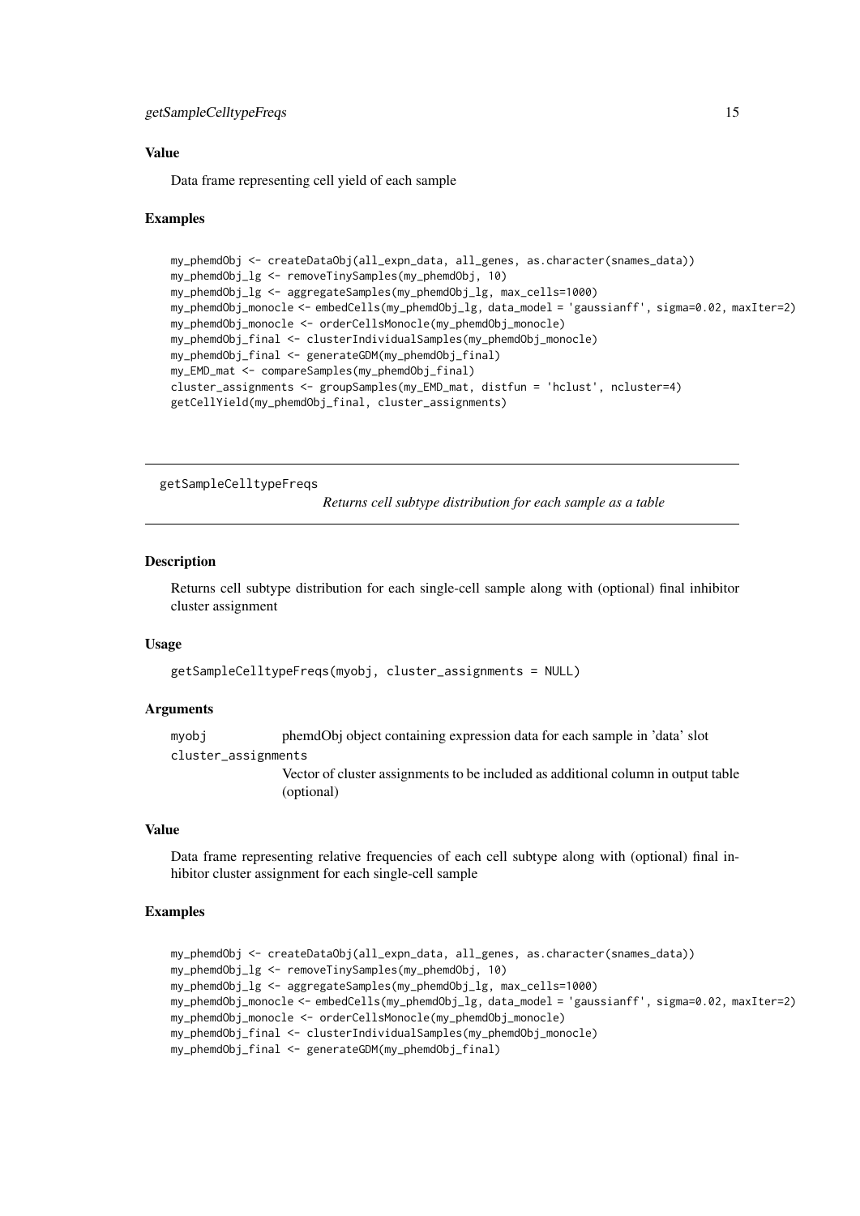### Value

Data frame representing cell yield of each sample

### Examples

```
my_phemdObj <- createDataObj(all_expn_data, all_genes, as.character(snames_data))
my_phemdObj_lg <- removeTinySamples(my_phemdObj, 10)
my_phemdObj_lg <- aggregateSamples(my_phemdObj_lg, max_cells=1000)
my_phemdObj_monocle <- embedCells(my_phemdObj_lg, data_model = 'gaussianff', sigma=0.02, maxIter=2)
my_phemdObj_monocle <- orderCellsMonocle(my_phemdObj_monocle)
my_phemdObj_final <- clusterIndividualSamples(my_phemdObj_monocle)
my_phemdObj_final <- generateGDM(my_phemdObj_final)
my_EMD_mat <- compareSamples(my_phemdObj_final)
cluster_assignments <- groupSamples(my_EMD_mat, distfun = 'hclust', ncluster=4)
getCellYield(my_phemdObj_final, cluster_assignments)
```

---

## getSampleCelltypeFreqs

*Returns cell subtype distribution for each sample as a table*

---

### Description

Returns cell subtype distribution for each single-cell sample along with (optional) final inhibitor cluster assignment

### Usage

```
getSampleCelltypeFreqs(myobj, cluster_assignments = NULL)
```

### Arguments

| | |
|---|---|
| myobj | phemdObj object containing expression data for each sample in 'data' slot |
| cluster_assignments | Vector of cluster assignments to be included as additional column in output table (optional) |

### Value

Data frame representing relative frequencies of each cell subtype along with (optional) final inhibitor cluster assignment for each single-cell sample

### Examples

```
my_phemdObj <- createDataObj(all_expn_data, all_genes, as.character(snames_data))
my_phemdObj_lg <- removeTinySamples(my_phemdObj, 10)
my_phemdObj_lg <- aggregateSamples(my_phemdObj_lg, max_cells=1000)
my_phemdObj_monocle <- embedCells(my_phemdObj_lg, data_model = 'gaussianff', sigma=0.02, maxIter=2)
my_phemdObj_monocle <- orderCellsMonocle(my_phemdObj_monocle)
my_phemdObj_final <- clusterIndividualSamples(my_phemdObj_monocle)
my_phemdObj_final <- generateGDM(my_phemdObj_final)
```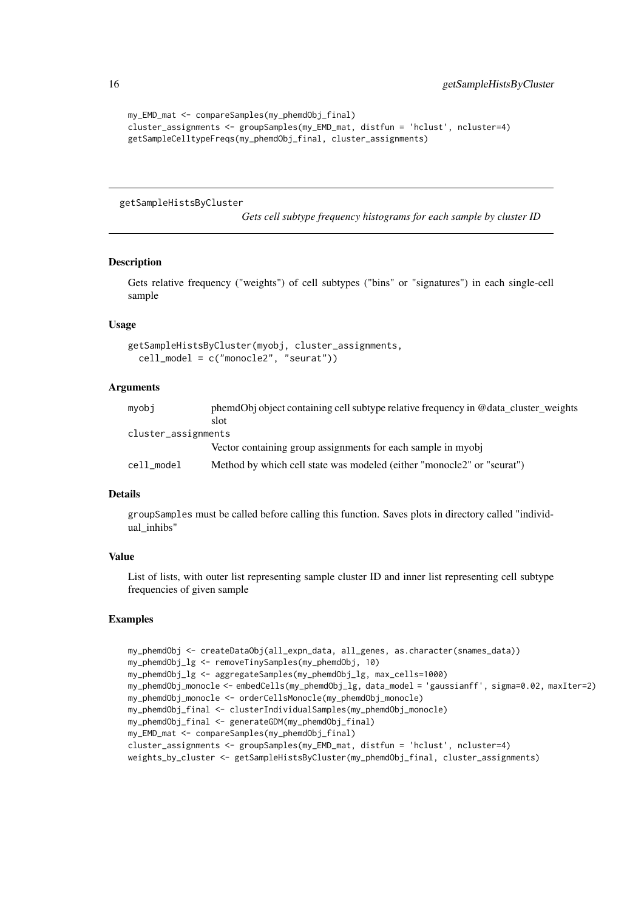```
my_EMD_mat <- compareSamples(my_phemdObj_final)
cluster_assignments <- groupSamples(my_EMD_mat, distfun = 'hclust', ncluster=4)
getSampleCelltypeFreqs(my_phemdObj_final, cluster_assignments)
```

## getSampleHistsByCluster

*Gets cell subtype frequency histograms for each sample by cluster ID*

### Description

Gets relative frequency ("weights") of cell subtypes ("bins" or "signatures") in each single-cell sample

### Usage

```
getSampleHistsByCluster(myobj, cluster_assignments,
  cell_model = c("monocle2", "seurat"))
```

### Arguments

| | |
|---|---|
| myobj | phemdObj object containing cell subtype relative frequency in @data_cluster_weights slot |
| cluster_assignments | Vector containing group assignments for each sample in myobj |
| cell_model | Method by which cell state was modeled (either "monocle2" or "seurat") |

### Details

groupSamples must be called before calling this function. Saves plots in directory called "individual_inhibs"

### Value

List of lists, with outer list representing sample cluster ID and inner list representing cell subtype frequencies of given sample

### Examples

```
my_phemdObj <- createDataObj(all_expn_data, all_genes, as.character(snames_data))
my_phemdObj_lg <- removeTinySamples(my_phemdObj, 10)
my_phemdObj_lg <- aggregateSamples(my_phemdObj_lg, max_cells=1000)
my_phemdObj_monocle <- embedCells(my_phemdObj_lg, data_model = 'gaussianff', sigma=0.02, maxIter=2)
my_phemdObj_monocle <- orderCellsMonocle(my_phemdObj_monocle)
my_phemdObj_final <- clusterIndividualSamples(my_phemdObj_monocle)
my_phemdObj_final <- generateGDM(my_phemdObj_final)
my_EMD_mat <- compareSamples(my_phemdObj_final)
cluster_assignments <- groupSamples(my_EMD_mat, distfun = 'hclust', ncluster=4)
weights_by_cluster <- getSampleHistsByCluster(my_phemdObj_final, cluster_assignments)
```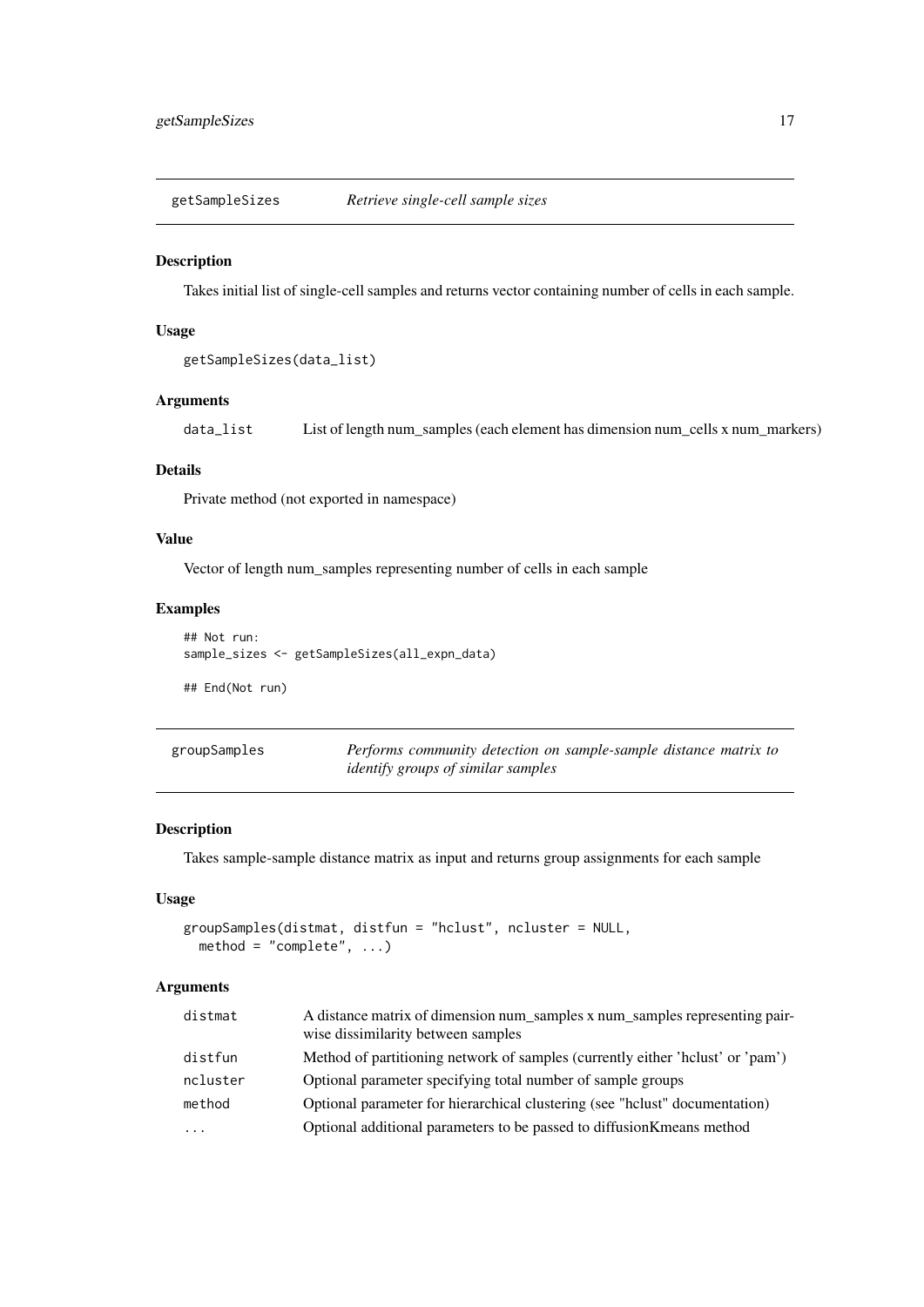## getSampleSizes *Retrieve single-cell sample sizes*

### Description

Takes initial list of single-cell samples and returns vector containing number of cells in each sample.

### Usage

```
getSampleSizes(data_list)
```

### Arguments

| | |
|---|---|
| data_list | List of length num_samples (each element has dimension num_cells x num_markers) |

### Details

Private method (not exported in namespace)

### Value

Vector of length num_samples representing number of cells in each sample

### Examples

```
## Not run:
sample_sizes <- getSampleSizes(all_expn_data)

## End(Not run)
```

## groupSamples *Performs community detection on sample-sample distance matrix to identify groups of similar samples*

### Description

Takes sample-sample distance matrix as input and returns group assignments for each sample

### Usage

```
groupSamples(distmat, distfun = "hclust", ncluster = NULL,
  method = "complete", ...)
```

### Arguments

| | |
|---|---|
| distmat | A distance matrix of dimension num_samples x num_samples representing pairwise dissimilarity between samples |
| distfun | Method of partitioning network of samples (currently either 'hclust' or 'pam') |
| ncluster | Optional parameter specifying total number of sample groups |
| method | Optional parameter for hierarchical clustering (see "hclust" documentation) |
| ... | Optional additional parameters to be passed to diffusionKmeans method |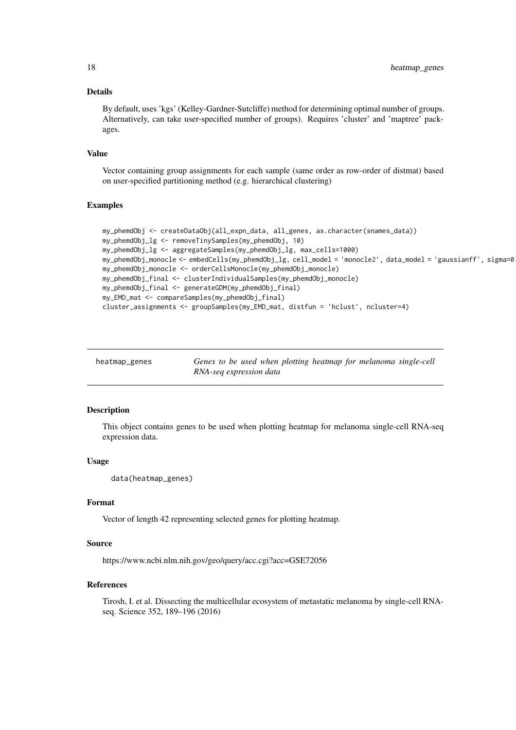### Details

By default, uses 'kgs' (Kelley-Gardner-Sutcliffe) method for determining optimal number of groups. Alternatively, can take user-specified number of groups). Requires 'cluster' and 'maptree' packages.

### Value

Vector containing group assignments for each sample (same order as row-order of distmat) based on user-specified partitioning method (e.g. hierarchical clustering)

### Examples

```
my_phemdObj <- createDataObj(all_expn_data, all_genes, as.character(snames_data))
my_phemdObj_lg <- removeTinySamples(my_phemdObj, 10)
my_phemdObj_lg <- aggregateSamples(my_phemdObj_lg, max_cells=1000)
my_phemdObj_monocle <- embedCells(my_phemdObj_lg, cell_model = 'monocle2', data_model = 'gaussianff', sigma=0.
my_phemdObj_monocle <- orderCellsMonocle(my_phemdObj_monocle)
my_phemdObj_final <- clusterIndividualSamples(my_phemdObj_monocle)
my_phemdObj_final <- generateGDM(my_phemdObj_final)
my_EMD_mat <- compareSamples(my_phemdObj_final)
cluster_assignments <- groupSamples(my_EMD_mat, distfun = 'hclust', ncluster=4)
```

---

## heatmap_genes — *Genes to be used when plotting heatmap for melanoma single-cell RNA-seq expression data*

### Description

This object contains genes to be used when plotting heatmap for melanoma single-cell RNA-seq expression data.

### Usage

```
data(heatmap_genes)
```

### Format

Vector of length 42 representing selected genes for plotting heatmap.

### Source

https://www.ncbi.nlm.nih.gov/geo/query/acc.cgi?acc=GSE72056

### References

Tirosh, I. et al. Dissecting the multicellular ecosystem of metastatic melanoma by single-cell RNA-seq. Science 352, 189–196 (2016)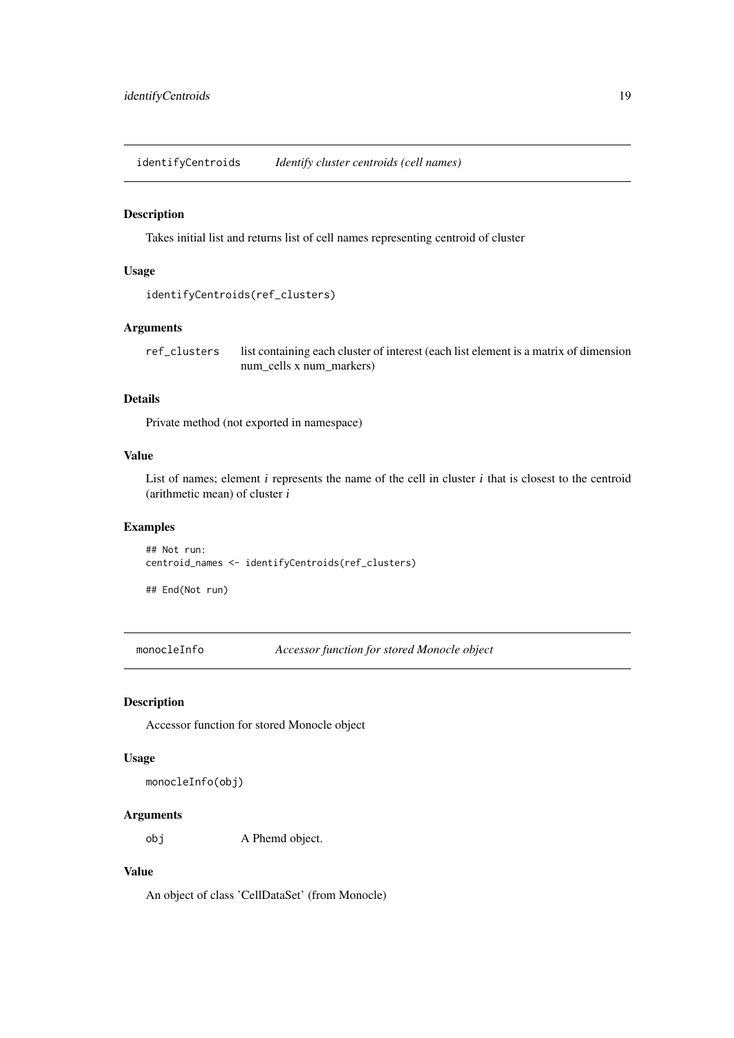## identifyCentroids *Identify cluster centroids (cell names)*

### Description

Takes initial list and returns list of cell names representing centroid of cluster

### Usage

```
identifyCentroids(ref_clusters)
```

### Arguments

| | |
|---|---|
| ref_clusters | list containing each cluster of interest (each list element is a matrix of dimension num_cells x num_markers) |

### Details

Private method (not exported in namespace)

### Value

List of names; element $i$ represents the name of the cell in cluster $i$ that is closest to the centroid (arithmetic mean) of cluster $i$

### Examples

```
## Not run:
centroid_names <- identifyCentroids(ref_clusters)

## End(Not run)
```

## monocleInfo *Accessor function for stored Monocle object*

### Description

Accessor function for stored Monocle object

### Usage

```
monocleInfo(obj)
```

### Arguments

| | |
|---|---|
| obj | A Phemd object. |

### Value

An object of class 'CellDataSet' (from Monocle)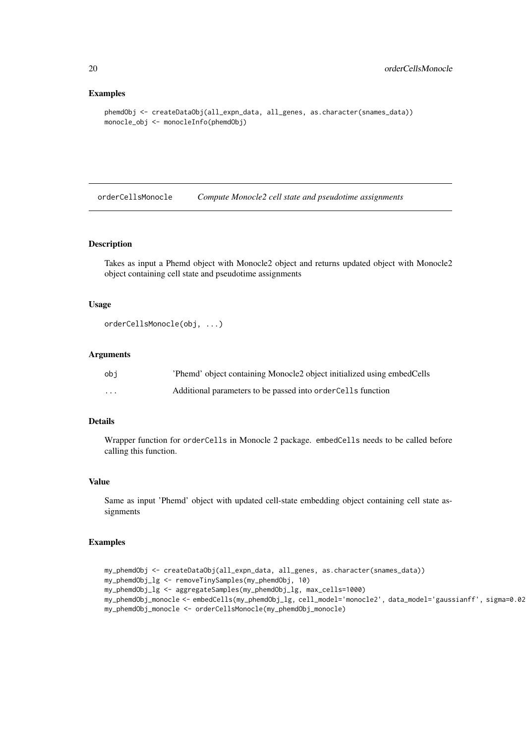## Examples

```
phemdObj <- createDataObj(all_expn_data, all_genes, as.character(snames_data))
monocle_obj <- monocleInfo(phemdObj)
```

---

orderCellsMonocle &nbsp;&nbsp;&nbsp; *Compute Monocle2 cell state and pseudotime assignments*

---

### Description

Takes as input a Phemd object with Monocle2 object and returns updated object with Monocle2 object containing cell state and pseudotime assignments

### Usage

```
orderCellsMonocle(obj, ...)
```

### Arguments

| | |
|---|---|
| obj | 'Phemd' object containing Monocle2 object initialized using embedCells |
| ... | Additional parameters to be passed into orderCells function |

### Details

Wrapper function for orderCells in Monocle 2 package. embedCells needs to be called before calling this function.

### Value

Same as input 'Phemd' object with updated cell-state embedding object containing cell state assignments

### Examples

```
my_phemdObj <- createDataObj(all_expn_data, all_genes, as.character(snames_data))
my_phemdObj_lg <- removeTinySamples(my_phemdObj, 10)
my_phemdObj_lg <- aggregateSamples(my_phemdObj_lg, max_cells=1000)
my_phemdObj_monocle <- embedCells(my_phemdObj_lg, cell_model='monocle2', data_model='gaussianff', sigma=0.02
my_phemdObj_monocle <- orderCellsMonocle(my_phemdObj_monocle)
```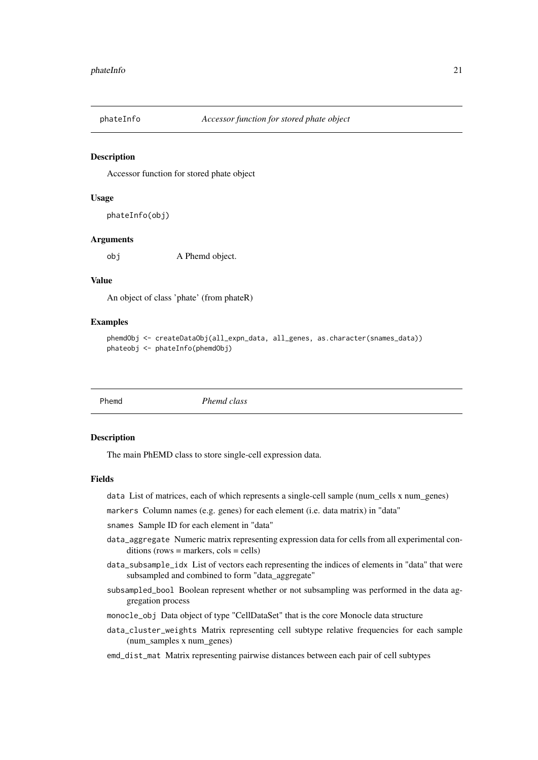## phateInfo — *Accessor function for stored phate object*

### Description

Accessor function for stored phate object

### Usage

```
phateInfo(obj)
```

### Arguments

obj    A Phemd object.

### Value

An object of class 'phate' (from phateR)

### Examples

```
phemdObj <- createDataObj(all_expn_data, all_genes, as.character(snames_data))
phateobj <- phateInfo(phemdObj)
```

## Phemd — *Phemd class*

### Description

The main PhEMD class to store single-cell expression data.

### Fields

- `data` List of matrices, each of which represents a single-cell sample (num_cells x num_genes)
- `markers` Column names (e.g. genes) for each element (i.e. data matrix) in "data"
- `snames` Sample ID for each element in "data"
- `data_aggregate` Numeric matrix representing expression data for cells from all experimental conditions (rows = markers, cols = cells)
- `data_subsample_idx` List of vectors each representing the indices of elements in "data" that were subsampled and combined to form "data_aggregate"
- `subsampled_bool` Boolean represent whether or not subsampling was performed in the data aggregation process
- `monocle_obj` Data object of type "CellDataSet" that is the core Monocle data structure
- `data_cluster_weights` Matrix representing cell subtype relative frequencies for each sample (num_samples x num_genes)
- `emd_dist_mat` Matrix representing pairwise distances between each pair of cell subtypes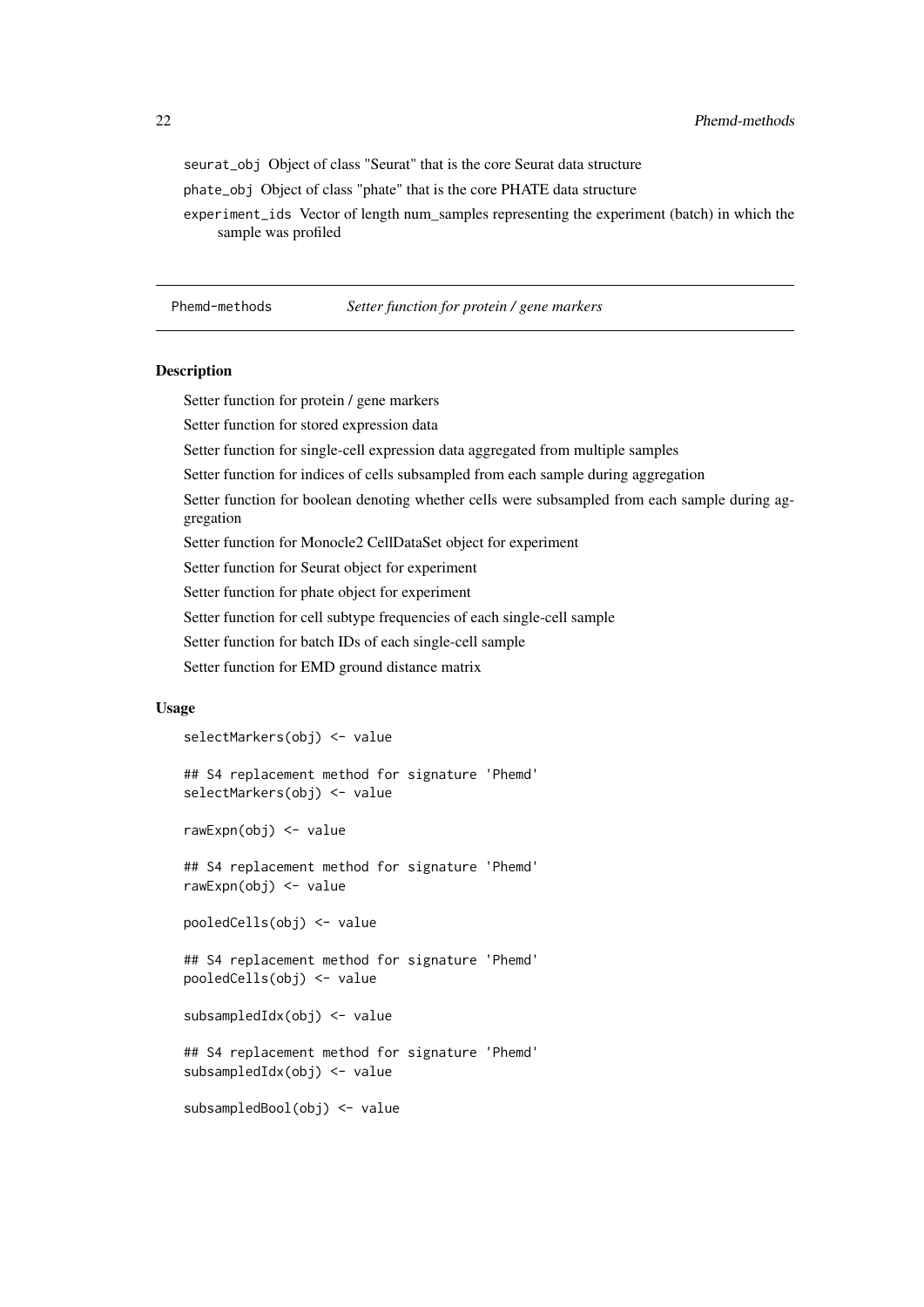seurat_obj Object of class "Seurat" that is the core Seurat data structure

phate_obj Object of class "phate" that is the core PHATE data structure

experiment_ids Vector of length num_samples representing the experiment (batch) in which the sample was profiled

## Phemd-methods *Setter function for protein / gene markers*

### Description

Setter function for protein / gene markers

Setter function for stored expression data

Setter function for single-cell expression data aggregated from multiple samples

Setter function for indices of cells subsampled from each sample during aggregation

Setter function for boolean denoting whether cells were subsampled from each sample during aggregation

Setter function for Monocle2 CellDataSet object for experiment

Setter function for Seurat object for experiment

Setter function for phate object for experiment

Setter function for cell subtype frequencies of each single-cell sample

Setter function for batch IDs of each single-cell sample

Setter function for EMD ground distance matrix

### Usage

```
selectMarkers(obj) <- value

## S4 replacement method for signature 'Phemd'
selectMarkers(obj) <- value

rawExpn(obj) <- value

## S4 replacement method for signature 'Phemd'
rawExpn(obj) <- value

pooledCells(obj) <- value

## S4 replacement method for signature 'Phemd'
pooledCells(obj) <- value

subsampledIdx(obj) <- value

## S4 replacement method for signature 'Phemd'
subsampledIdx(obj) <- value

subsampledBool(obj) <- value
```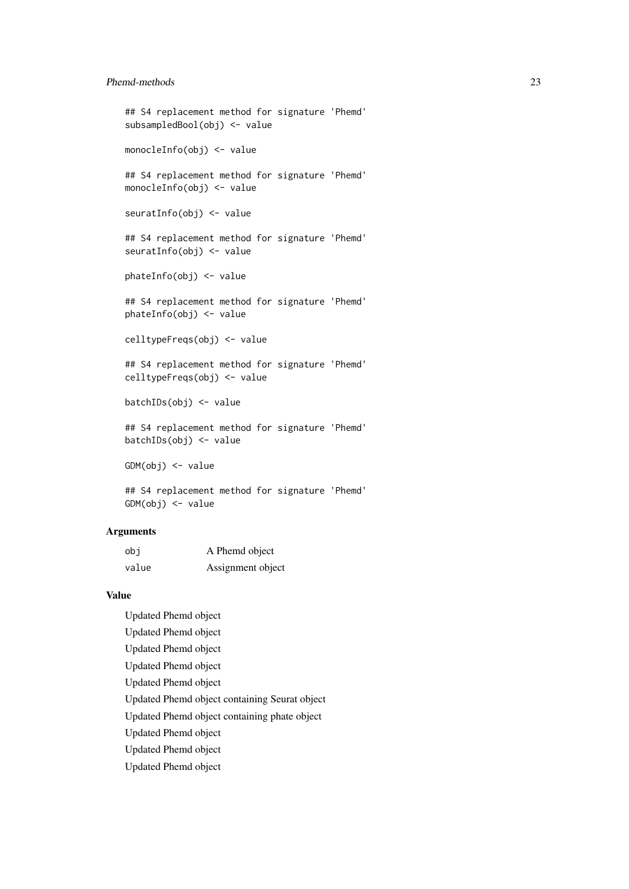```
## S4 replacement method for signature 'Phemd'
subsampledBool(obj) <- value

monocleInfo(obj) <- value

## S4 replacement method for signature 'Phemd'
monocleInfo(obj) <- value

seuratInfo(obj) <- value

## S4 replacement method for signature 'Phemd'
seuratInfo(obj) <- value

phateInfo(obj) <- value

## S4 replacement method for signature 'Phemd'
phateInfo(obj) <- value

celltypeFreqs(obj) <- value

## S4 replacement method for signature 'Phemd'
celltypeFreqs(obj) <- value

batchIDs(obj) <- value

## S4 replacement method for signature 'Phemd'
batchIDs(obj) <- value

GDM(obj) <- value

## S4 replacement method for signature 'Phemd'
GDM(obj) <- value
```

### Arguments

| | |
|---|---|
| `obj` | A Phemd object |
| `value` | Assignment object |

### Value

Updated Phemd object

Updated Phemd object

Updated Phemd object

Updated Phemd object

Updated Phemd object

Updated Phemd object containing Seurat object

Updated Phemd object containing phate object

Updated Phemd object

Updated Phemd object

Updated Phemd object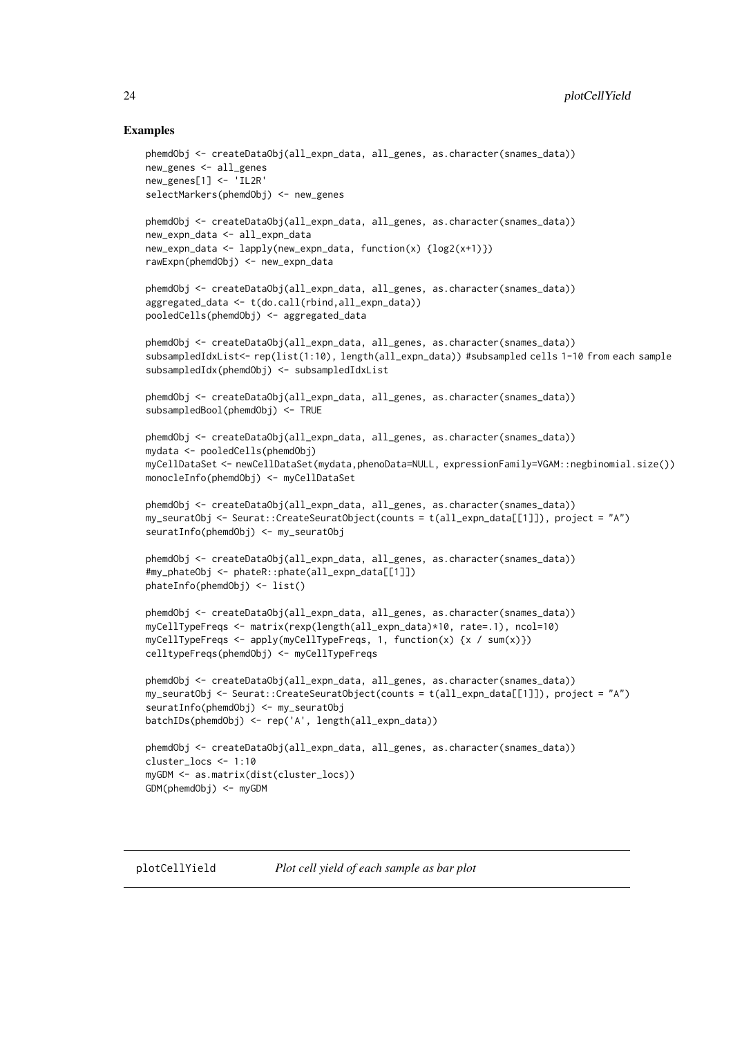## Examples

```
phemdObj <- createDataObj(all_expn_data, all_genes, as.character(snames_data))
new_genes <- all_genes
new_genes[1] <- 'IL2R'
selectMarkers(phemdObj) <- new_genes

phemdObj <- createDataObj(all_expn_data, all_genes, as.character(snames_data))
new_expn_data <- all_expn_data
new_expn_data <- lapply(new_expn_data, function(x) {log2(x+1)})
rawExpn(phemdObj) <- new_expn_data

phemdObj <- createDataObj(all_expn_data, all_genes, as.character(snames_data))
aggregated_data <- t(do.call(rbind,all_expn_data))
pooledCells(phemdObj) <- aggregated_data

phemdObj <- createDataObj(all_expn_data, all_genes, as.character(snames_data))
subsampledIdxList<- rep(list(1:10), length(all_expn_data)) #subsampled cells 1-10 from each sample
subsampledIdx(phemdObj) <- subsampledIdxList

phemdObj <- createDataObj(all_expn_data, all_genes, as.character(snames_data))
subsampledBool(phemdObj) <- TRUE

phemdObj <- createDataObj(all_expn_data, all_genes, as.character(snames_data))
mydata <- pooledCells(phemdObj)
myCellDataSet <- newCellDataSet(mydata,phenoData=NULL, expressionFamily=VGAM::negbinomial.size())
monocleInfo(phemdObj) <- myCellDataSet

phemdObj <- createDataObj(all_expn_data, all_genes, as.character(snames_data))
my_seuratObj <- Seurat::CreateSeuratObject(counts = t(all_expn_data[[1]]), project = "A")
seuratInfo(phemdObj) <- my_seuratObj

phemdObj <- createDataObj(all_expn_data, all_genes, as.character(snames_data))
#my_phateObj <- phateR::phate(all_expn_data[[1]])
phateInfo(phemdObj) <- list()

phemdObj <- createDataObj(all_expn_data, all_genes, as.character(snames_data))
myCellTypeFreqs <- matrix(rexp(length(all_expn_data)*10, rate=.1), ncol=10)
myCellTypeFreqs <- apply(myCellTypeFreqs, 1, function(x) {x / sum(x)})
celltypeFreqs(phemdObj) <- myCellTypeFreqs

phemdObj <- createDataObj(all_expn_data, all_genes, as.character(snames_data))
my_seuratObj <- Seurat::CreateSeuratObject(counts = t(all_expn_data[[1]]), project = "A")
seuratInfo(phemdObj) <- my_seuratObj
batchIDs(phemdObj) <- rep('A', length(all_expn_data))

phemdObj <- createDataObj(all_expn_data, all_genes, as.character(snames_data))
cluster_locs <- 1:10
myGDM <- as.matrix(dist(cluster_locs))
GDM(phemdObj) <- myGDM
```

---

plotCellYield *Plot cell yield of each sample as bar plot*

---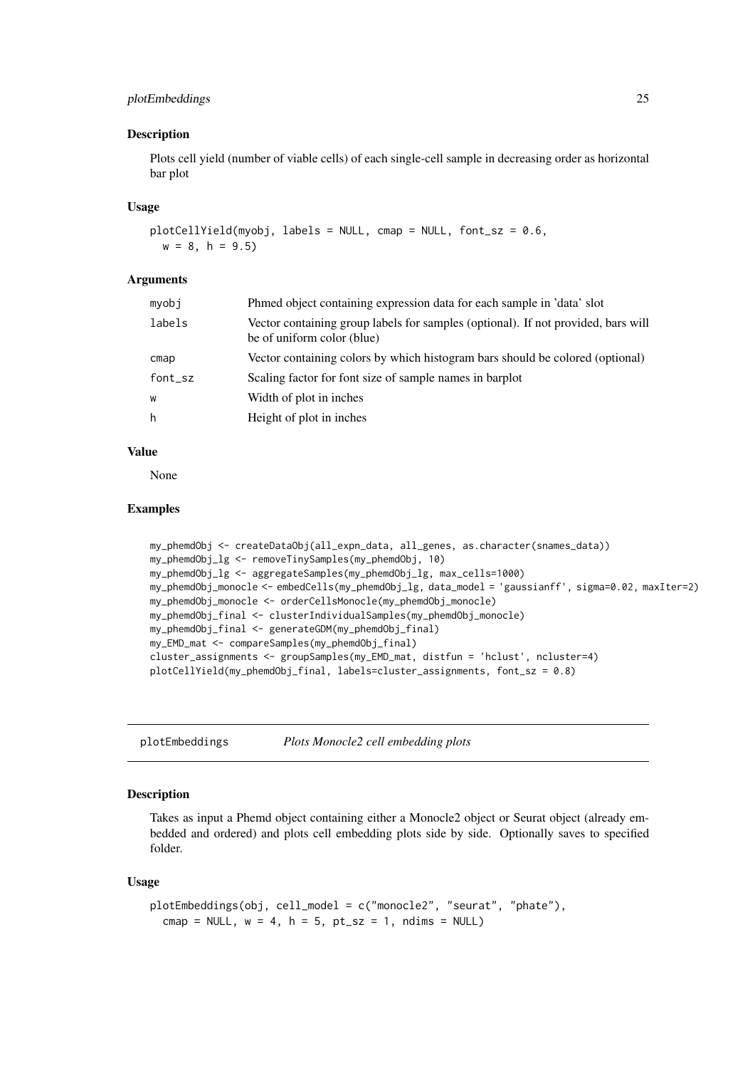### Description

Plots cell yield (number of viable cells) of each single-cell sample in decreasing order as horizontal bar plot

### Usage

```
plotCellYield(myobj, labels = NULL, cmap = NULL, font_sz = 0.6,
  w = 8, h = 9.5)
```

### Arguments

| | |
|---|---|
| myobj | Phmed object containing expression data for each sample in 'data' slot |
| labels | Vector containing group labels for samples (optional). If not provided, bars will be of uniform color (blue) |
| cmap | Vector containing colors by which histogram bars should be colored (optional) |
| font_sz | Scaling factor for font size of sample names in barplot |
| w | Width of plot in inches |
| h | Height of plot in inches |

### Value

None

### Examples

```
my_phemdObj <- createDataObj(all_expn_data, all_genes, as.character(snames_data))
my_phemdObj_lg <- removeTinySamples(my_phemdObj, 10)
my_phemdObj_lg <- aggregateSamples(my_phemdObj_lg, max_cells=1000)
my_phemdObj_monocle <- embedCells(my_phemdObj_lg, data_model = 'gaussianff', sigma=0.02, maxIter=2)
my_phemdObj_monocle <- orderCellsMonocle(my_phemdObj_monocle)
my_phemdObj_final <- clusterIndividualSamples(my_phemdObj_monocle)
my_phemdObj_final <- generateGDM(my_phemdObj_final)
my_EMD_mat <- compareSamples(my_phemdObj_final)
cluster_assignments <- groupSamples(my_EMD_mat, distfun = 'hclust', ncluster=4)
plotCellYield(my_phemdObj_final, labels=cluster_assignments, font_sz = 0.8)
```

---

## plotEmbeddings *Plots Monocle2 cell embedding plots*

### Description

Takes as input a Phemd object containing either a Monocle2 object or Seurat object (already embedded and ordered) and plots cell embedding plots side by side. Optionally saves to specified folder.

### Usage

```
plotEmbeddings(obj, cell_model = c("monocle2", "seurat", "phate"),
  cmap = NULL, w = 4, h = 5, pt_sz = 1, ndims = NULL)
```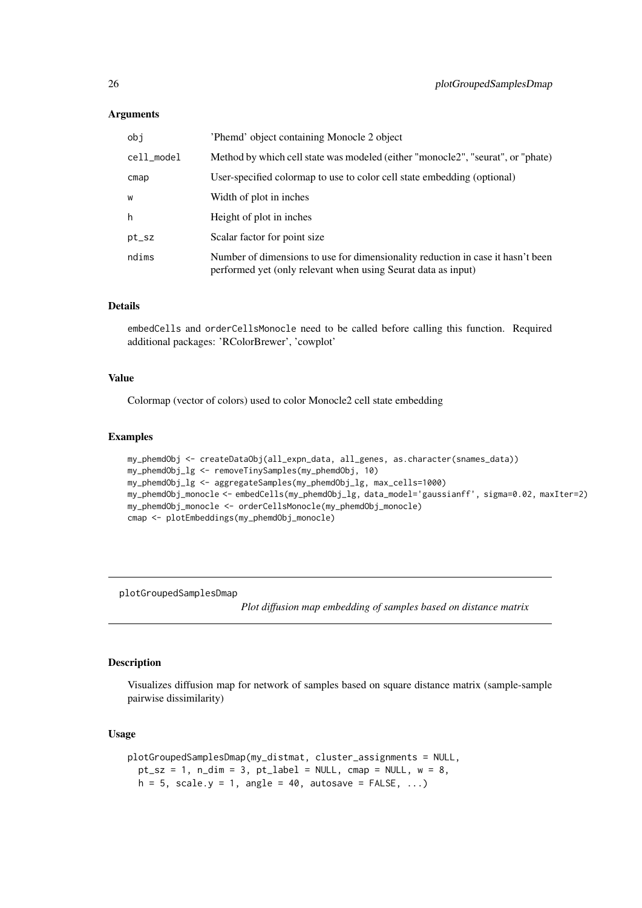### Arguments

| | |
|---|---|
| obj | 'Phemd' object containing Monocle 2 object |
| cell_model | Method by which cell state was modeled (either "monocle2", "seurat", or "phate) |
| cmap | User-specified colormap to use to color cell state embedding (optional) |
| w | Width of plot in inches |
| h | Height of plot in inches |
| pt_sz | Scalar factor for point size |
| ndims | Number of dimensions to use for dimensionality reduction in case it hasn't been performed yet (only relevant when using Seurat data as input) |

### Details

embedCells and orderCellsMonocle need to be called before calling this function. Required additional packages: 'RColorBrewer', 'cowplot'

### Value

Colormap (vector of colors) used to color Monocle2 cell state embedding

### Examples

```
my_phemdObj <- createDataObj(all_expn_data, all_genes, as.character(snames_data))
my_phemdObj_lg <- removeTinySamples(my_phemdObj, 10)
my_phemdObj_lg <- aggregateSamples(my_phemdObj_lg, max_cells=1000)
my_phemdObj_monocle <- embedCells(my_phemdObj_lg, data_model='gaussianff', sigma=0.02, maxIter=2)
my_phemdObj_monocle <- orderCellsMonocle(my_phemdObj_monocle)
cmap <- plotEmbeddings(my_phemdObj_monocle)
```

---

## plotGroupedSamplesDmap

*Plot diffusion map embedding of samples based on distance matrix*

### Description

Visualizes diffusion map for network of samples based on square distance matrix (sample-sample pairwise dissimilarity)

### Usage

```
plotGroupedSamplesDmap(my_distmat, cluster_assignments = NULL,
  pt_sz = 1, n_dim = 3, pt_label = NULL, cmap = NULL, w = 8,
  h = 5, scale.y = 1, angle = 40, autosave = FALSE, ...)
```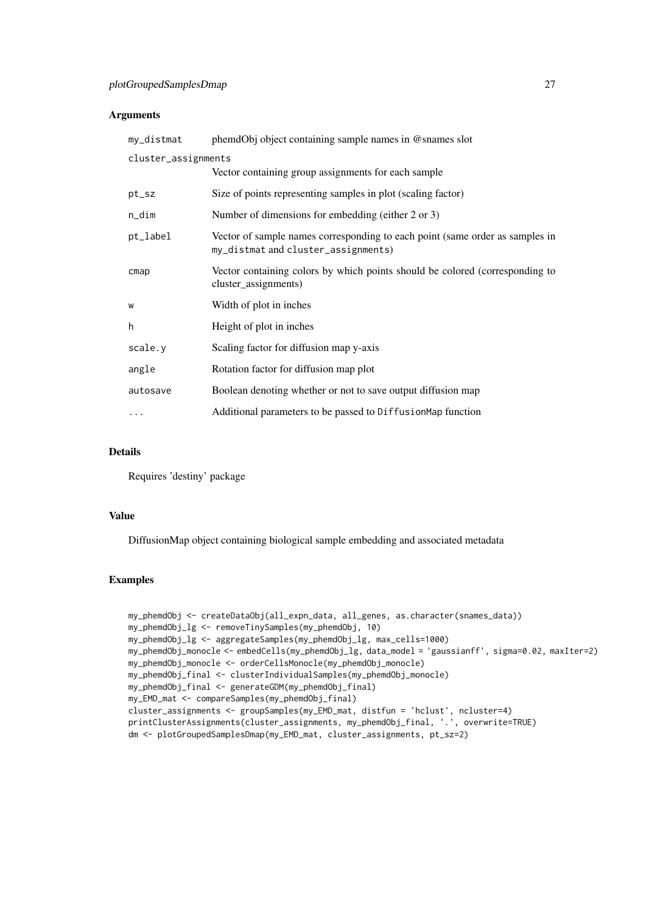## Arguments

| | |
|---|---|
| my_distmat | phemdObj object containing sample names in @snames slot |
| cluster_assignments | Vector containing group assignments for each sample |
| pt_sz | Size of points representing samples in plot (scaling factor) |
| n_dim | Number of dimensions for embedding (either 2 or 3) |
| pt_label | Vector of sample names corresponding to each point (same order as samples in my_distmat and cluster_assignments) |
| cmap | Vector containing colors by which points should be colored (corresponding to cluster_assignments) |
| w | Width of plot in inches |
| h | Height of plot in inches |
| scale.y | Scaling factor for diffusion map y-axis |
| angle | Rotation factor for diffusion map plot |
| autosave | Boolean denoting whether or not to save output diffusion map |
| ... | Additional parameters to be passed to DiffusionMap function |

## Details

Requires 'destiny' package

## Value

DiffusionMap object containing biological sample embedding and associated metadata

## Examples

```
my_phemdObj <- createDataObj(all_expn_data, all_genes, as.character(snames_data))
my_phemdObj_lg <- removeTinySamples(my_phemdObj, 10)
my_phemdObj_lg <- aggregateSamples(my_phemdObj_lg, max_cells=1000)
my_phemdObj_monocle <- embedCells(my_phemdObj_lg, data_model = 'gaussianff', sigma=0.02, maxIter=2)
my_phemdObj_monocle <- orderCellsMonocle(my_phemdObj_monocle)
my_phemdObj_final <- clusterIndividualSamples(my_phemdObj_monocle)
my_phemdObj_final <- generateGDM(my_phemdObj_final)
my_EMD_mat <- compareSamples(my_phemdObj_final)
cluster_assignments <- groupSamples(my_EMD_mat, distfun = 'hclust', ncluster=4)
printClusterAssignments(cluster_assignments, my_phemdObj_final, '.', overwrite=TRUE)
dm <- plotGroupedSamplesDmap(my_EMD_mat, cluster_assignments, pt_sz=2)
```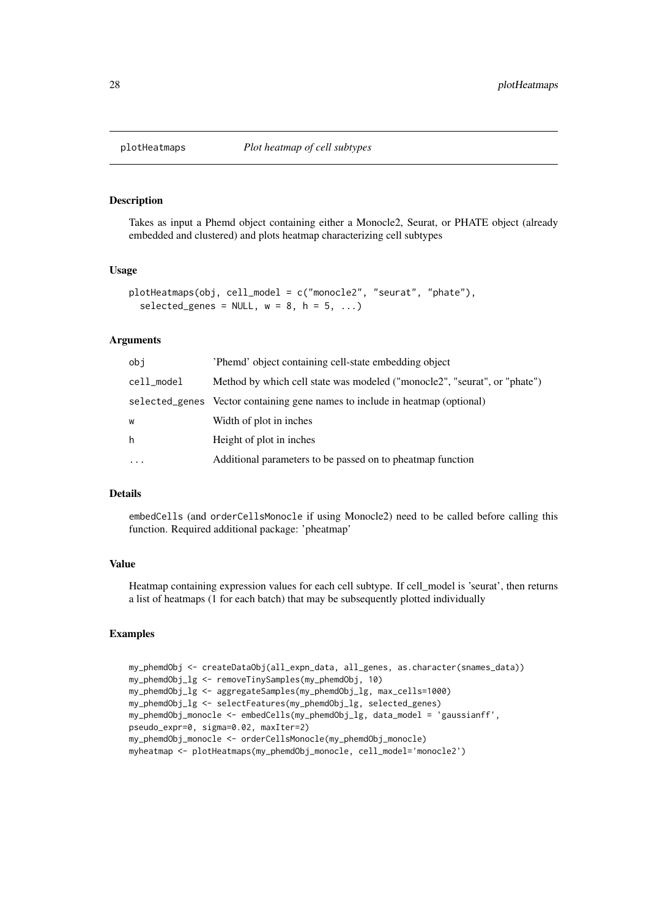## plotHeatmaps *Plot heatmap of cell subtypes*

### Description

Takes as input a Phemd object containing either a Monocle2, Seurat, or PHATE object (already embedded and clustered) and plots heatmap characterizing cell subtypes

### Usage

```
plotHeatmaps(obj, cell_model = c("monocle2", "seurat", "phate"),
  selected_genes = NULL, w = 8, h = 5, ...)
```

### Arguments

| | |
|---|---|
| `obj` | 'Phemd' object containing cell-state embedding object |
| `cell_model` | Method by which cell state was modeled ("monocle2", "seurat", or "phate") |
| `selected_genes` | Vector containing gene names to include in heatmap (optional) |
| `w` | Width of plot in inches |
| `h` | Height of plot in inches |
| `...` | Additional parameters to be passed on to pheatmap function |

### Details

`embedCells` (and `orderCellsMonocle` if using Monocle2) need to be called before calling this function. Required additional package: 'pheatmap'

### Value

Heatmap containing expression values for each cell subtype. If cell_model is 'seurat', then returns a list of heatmaps (1 for each batch) that may be subsequently plotted individually

### Examples

```
my_phemdObj <- createDataObj(all_expn_data, all_genes, as.character(snames_data))
my_phemdObj_lg <- removeTinySamples(my_phemdObj, 10)
my_phemdObj_lg <- aggregateSamples(my_phemdObj_lg, max_cells=1000)
my_phemdObj_lg <- selectFeatures(my_phemdObj_lg, selected_genes)
my_phemdObj_monocle <- embedCells(my_phemdObj_lg, data_model = 'gaussianff',
pseudo_expr=0, sigma=0.02, maxIter=2)
my_phemdObj_monocle <- orderCellsMonocle(my_phemdObj_monocle)
myheatmap <- plotHeatmaps(my_phemdObj_monocle, cell_model='monocle2')
```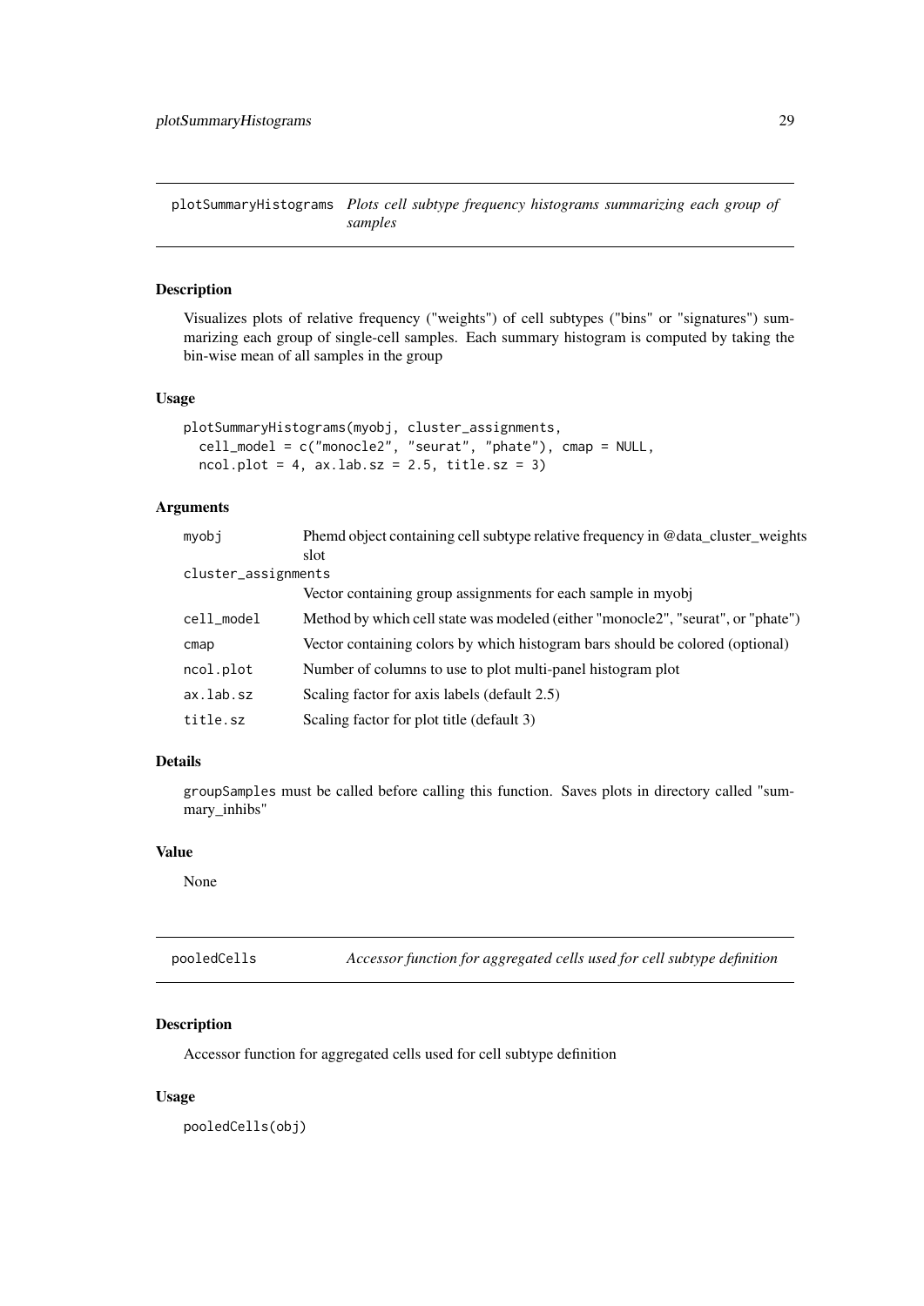## plotSummaryHistograms *Plots cell subtype frequency histograms summarizing each group of samples*

### Description

Visualizes plots of relative frequency ("weights") of cell subtypes ("bins" or "signatures") summarizing each group of single-cell samples. Each summary histogram is computed by taking the bin-wise mean of all samples in the group

### Usage

```
plotSummaryHistograms(myobj, cluster_assignments,
  cell_model = c("monocle2", "seurat", "phate"), cmap = NULL,
  ncol.plot = 4, ax.lab.sz = 2.5, title.sz = 3)
```

### Arguments

| | |
|---|---|
| `myobj` | Phemd object containing cell subtype relative frequency in @data_cluster_weights slot |
| `cluster_assignments` | Vector containing group assignments for each sample in myobj |
| `cell_model` | Method by which cell state was modeled (either "monocle2", "seurat", or "phate") |
| `cmap` | Vector containing colors by which histogram bars should be colored (optional) |
| `ncol.plot` | Number of columns to use to plot multi-panel histogram plot |
| `ax.lab.sz` | Scaling factor for axis labels (default 2.5) |
| `title.sz` | Scaling factor for plot title (default 3) |

### Details

`groupSamples` must be called before calling this function. Saves plots in directory called "summary_inhibs"

### Value

None

## pooledCells *Accessor function for aggregated cells used for cell subtype definition*

### Description

Accessor function for aggregated cells used for cell subtype definition

### Usage

```
pooledCells(obj)
```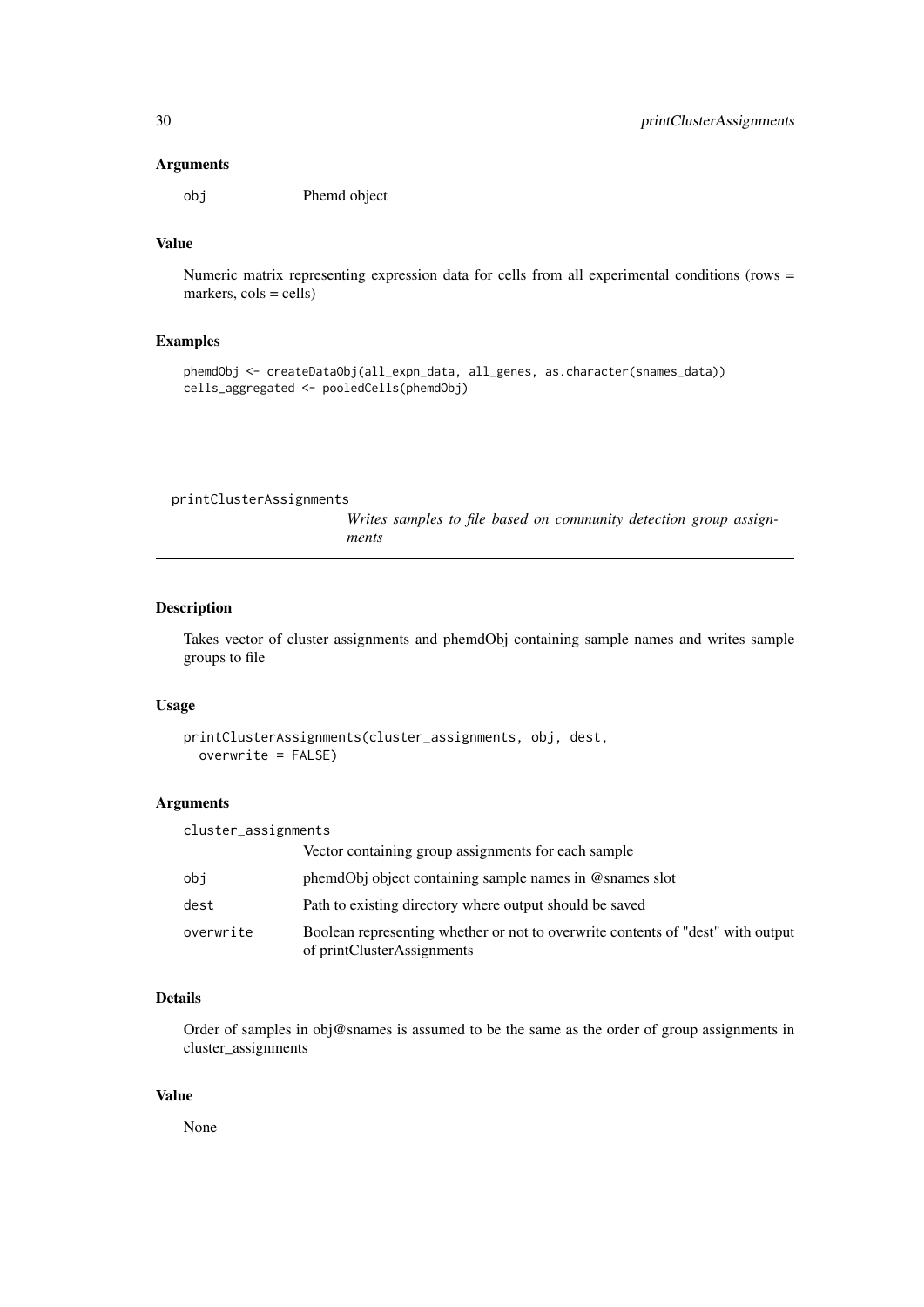### Arguments

obj	Phemd object

### Value

Numeric matrix representing expression data for cells from all experimental conditions (rows = markers, cols = cells)

### Examples

```
phemdObj <- createDataObj(all_expn_data, all_genes, as.character(snames_data))
cells_aggregated <- pooledCells(phemdObj)
```

---

## printClusterAssignments	*Writes samples to file based on community detection group assignments*

---

### Description

Takes vector of cluster assignments and phemdObj containing sample names and writes sample groups to file

### Usage

```
printClusterAssignments(cluster_assignments, obj, dest,
  overwrite = FALSE)
```

### Arguments

| | |
|---|---|
| cluster_assignments | Vector containing group assignments for each sample |
| obj | phemdObj object containing sample names in @snames slot |
| dest | Path to existing directory where output should be saved |
| overwrite | Boolean representing whether or not to overwrite contents of "dest" with output of printClusterAssignments |

### Details

Order of samples in obj@snames is assumed to be the same as the order of group assignments in cluster_assignments

### Value

None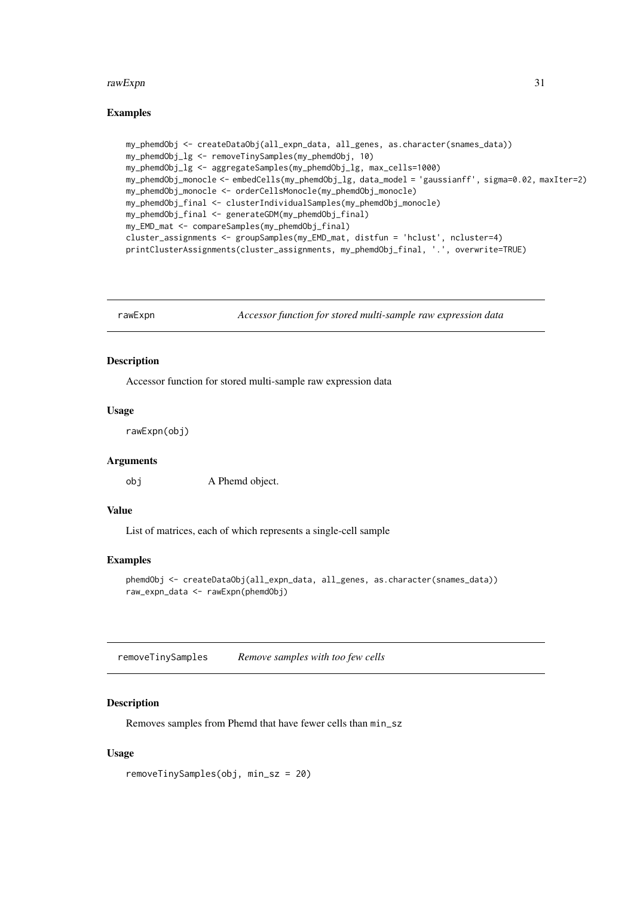## Examples

```
my_phemdObj <- createDataObj(all_expn_data, all_genes, as.character(snames_data))
my_phemdObj_lg <- removeTinySamples(my_phemdObj, 10)
my_phemdObj_lg <- aggregateSamples(my_phemdObj_lg, max_cells=1000)
my_phemdObj_monocle <- embedCells(my_phemdObj_lg, data_model = 'gaussianff', sigma=0.02, maxIter=2)
my_phemdObj_monocle <- orderCellsMonocle(my_phemdObj_monocle)
my_phemdObj_final <- clusterIndividualSamples(my_phemdObj_monocle)
my_phemdObj_final <- generateGDM(my_phemdObj_final)
my_EMD_mat <- compareSamples(my_phemdObj_final)
cluster_assignments <- groupSamples(my_EMD_mat, distfun = 'hclust', ncluster=4)
printClusterAssignments(cluster_assignments, my_phemdObj_final, '.', overwrite=TRUE)
```

---

# rawExpn — *Accessor function for stored multi-sample raw expression data*

## Description

Accessor function for stored multi-sample raw expression data

## Usage

```
rawExpn(obj)
```

## Arguments

| | |
|---|---|
| obj | A Phemd object. |

## Value

List of matrices, each of which represents a single-cell sample

## Examples

```
phemdObj <- createDataObj(all_expn_data, all_genes, as.character(snames_data))
raw_expn_data <- rawExpn(phemdObj)
```

---

# removeTinySamples — *Remove samples with too few cells*

## Description

Removes samples from Phemd that have fewer cells than `min_sz`

## Usage

```
removeTinySamples(obj, min_sz = 20)
```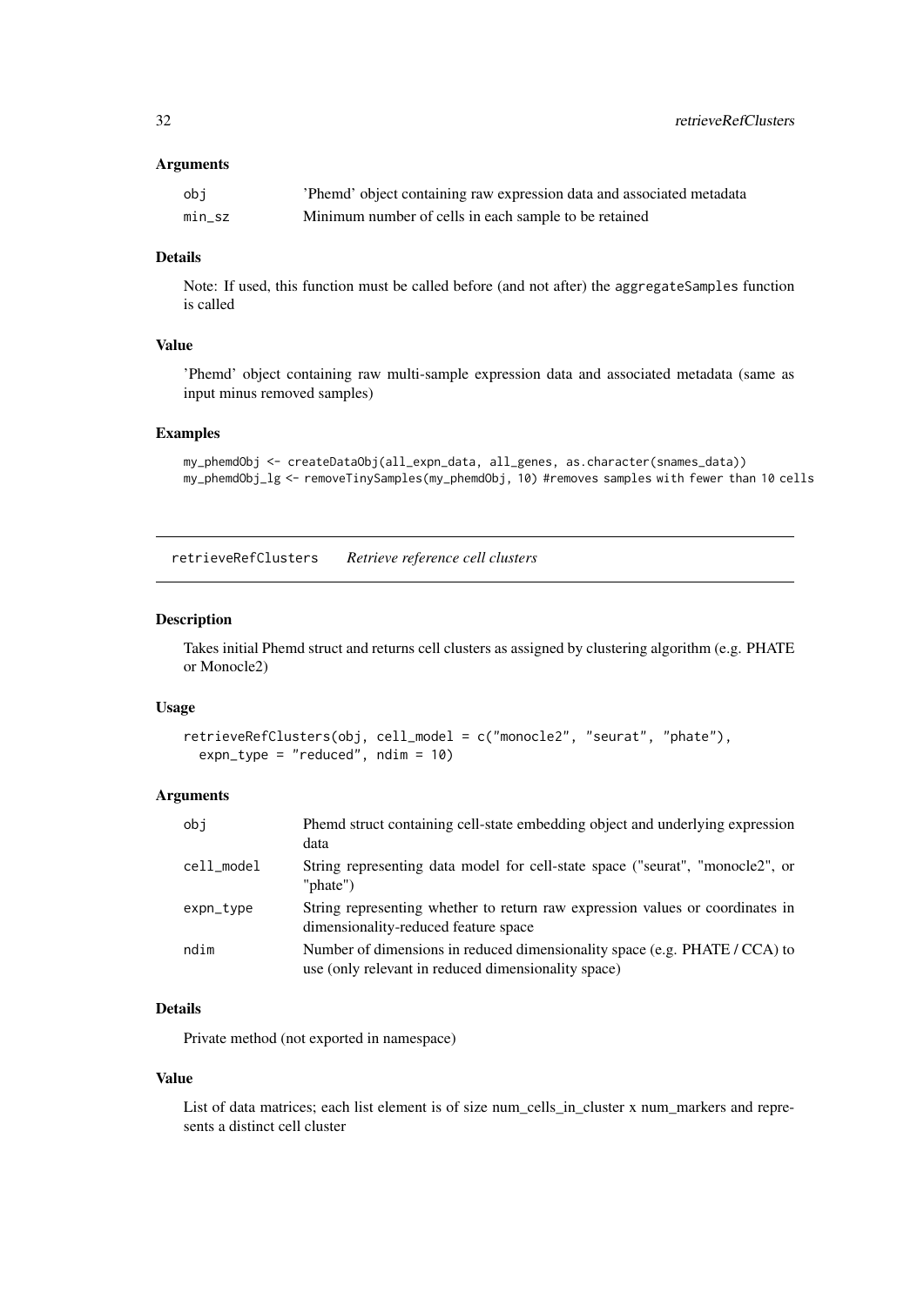### Arguments

| | |
|---|---|
| obj | 'Phemd' object containing raw expression data and associated metadata |
| min_sz | Minimum number of cells in each sample to be retained |

### Details

Note: If used, this function must be called before (and not after) the aggregateSamples function is called

### Value

'Phemd' object containing raw multi-sample expression data and associated metadata (same as input minus removed samples)

### Examples

```
my_phemdObj <- createDataObj(all_expn_data, all_genes, as.character(snames_data))
my_phemdObj_lg <- removeTinySamples(my_phemdObj, 10) #removes samples with fewer than 10 cells
```

---

## retrieveRefClusters *Retrieve reference cell clusters*

### Description

Takes initial Phemd struct and returns cell clusters as assigned by clustering algorithm (e.g. PHATE or Monocle2)

### Usage

```
retrieveRefClusters(obj, cell_model = c("monocle2", "seurat", "phate"),
  expn_type = "reduced", ndim = 10)
```

### Arguments

| | |
|---|---|
| obj | Phemd struct containing cell-state embedding object and underlying expression data |
| cell_model | String representing data model for cell-state space ("seurat", "monocle2", or "phate") |
| expn_type | String representing whether to return raw expression values or coordinates in dimensionality-reduced feature space |
| ndim | Number of dimensions in reduced dimensionality space (e.g. PHATE / CCA) to use (only relevant in reduced dimensionality space) |

### Details

Private method (not exported in namespace)

### Value

List of data matrices; each list element is of size num_cells_in_cluster x num_markers and represents a distinct cell cluster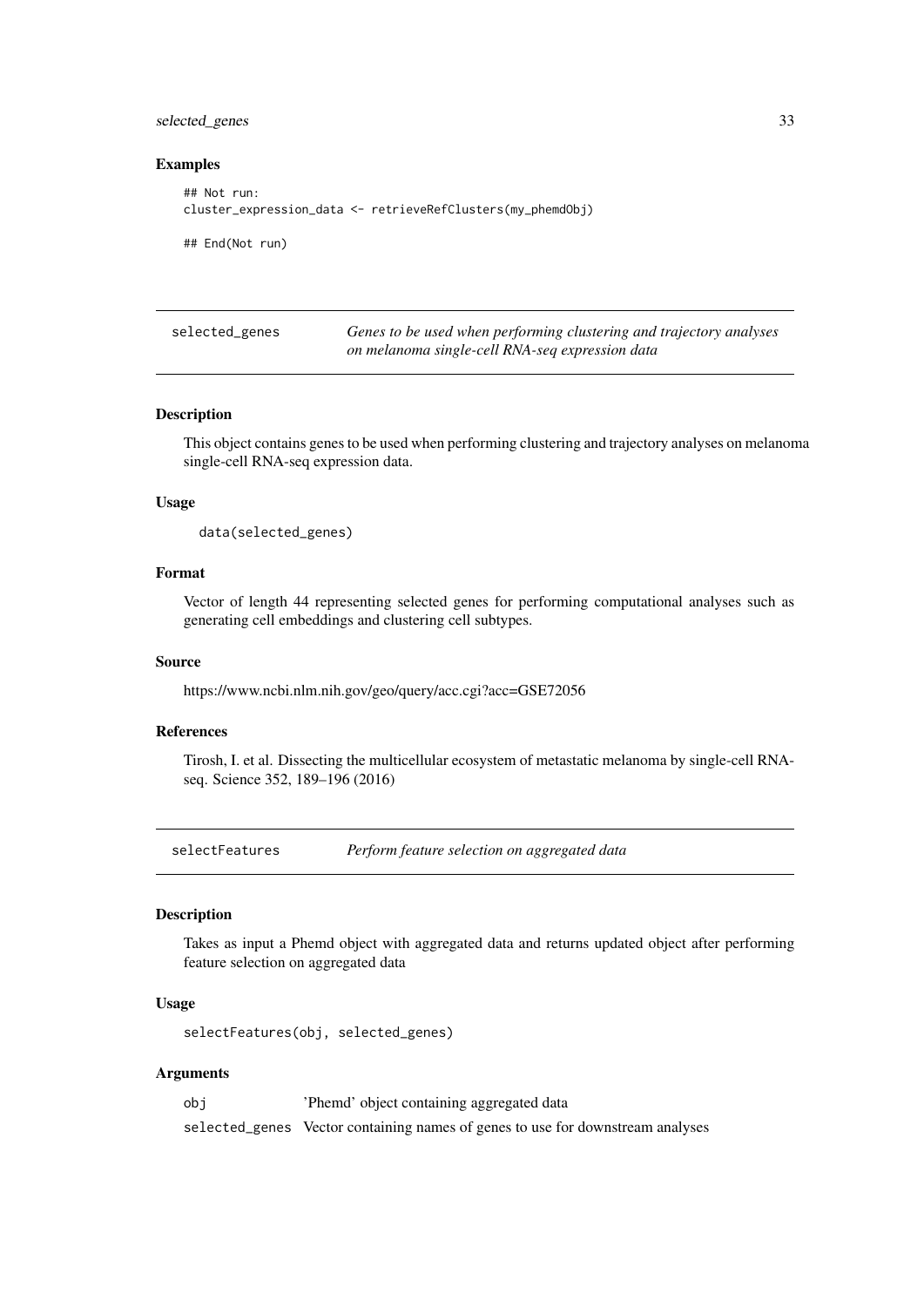### Examples

```
## Not run:
cluster_expression_data <- retrieveRefClusters(my_phemdObj)

## End(Not run)
```

---

## selected_genes — *Genes to be used when performing clustering and trajectory analyses on melanoma single-cell RNA-seq expression data*

### Description

This object contains genes to be used when performing clustering and trajectory analyses on melanoma single-cell RNA-seq expression data.

### Usage

```
data(selected_genes)
```

### Format

Vector of length 44 representing selected genes for performing computational analyses such as generating cell embeddings and clustering cell subtypes.

### Source

https://www.ncbi.nlm.nih.gov/geo/query/acc.cgi?acc=GSE72056

### References

Tirosh, I. et al. Dissecting the multicellular ecosystem of metastatic melanoma by single-cell RNA-seq. Science 352, 189–196 (2016)

---

## selectFeatures — *Perform feature selection on aggregated data*

### Description

Takes as input a Phemd object with aggregated data and returns updated object after performing feature selection on aggregated data

### Usage

```
selectFeatures(obj, selected_genes)
```

### Arguments

| | |
|---|---|
| obj | 'Phemd' object containing aggregated data |
| selected_genes | Vector containing names of genes to use for downstream analyses |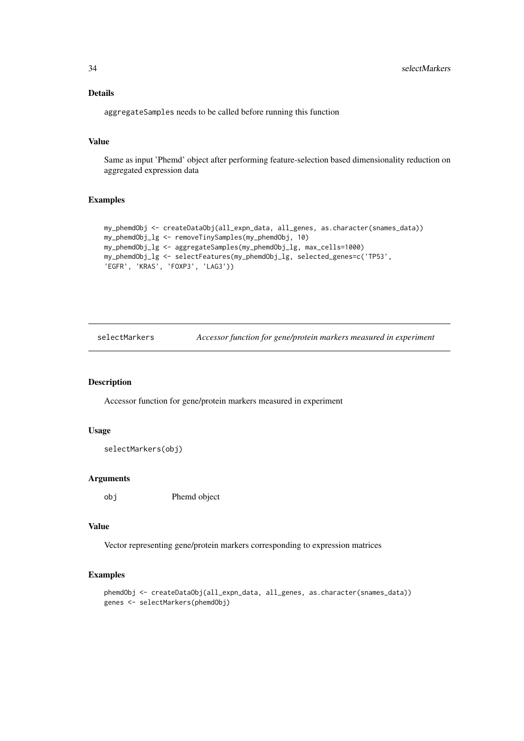### Details

aggregateSamples needs to be called before running this function

### Value

Same as input 'Phemd' object after performing feature-selection based dimensionality reduction on aggregated expression data

### Examples

```
my_phemdObj <- createDataObj(all_expn_data, all_genes, as.character(snames_data))
my_phemdObj_lg <- removeTinySamples(my_phemdObj, 10)
my_phemdObj_lg <- aggregateSamples(my_phemdObj_lg, max_cells=1000)
my_phemdObj_lg <- selectFeatures(my_phemdObj_lg, selected_genes=c('TP53',
'EGFR', 'KRAS', 'FOXP3', 'LAG3'))
```

---

## selectMarkers — *Accessor function for gene/protein markers measured in experiment*

### Description

Accessor function for gene/protein markers measured in experiment

### Usage

```
selectMarkers(obj)
```

### Arguments

| | |
|---|---|
| obj | Phemd object |

### Value

Vector representing gene/protein markers corresponding to expression matrices

### Examples

```
phemdObj <- createDataObj(all_expn_data, all_genes, as.character(snames_data))
genes <- selectMarkers(phemdObj)
```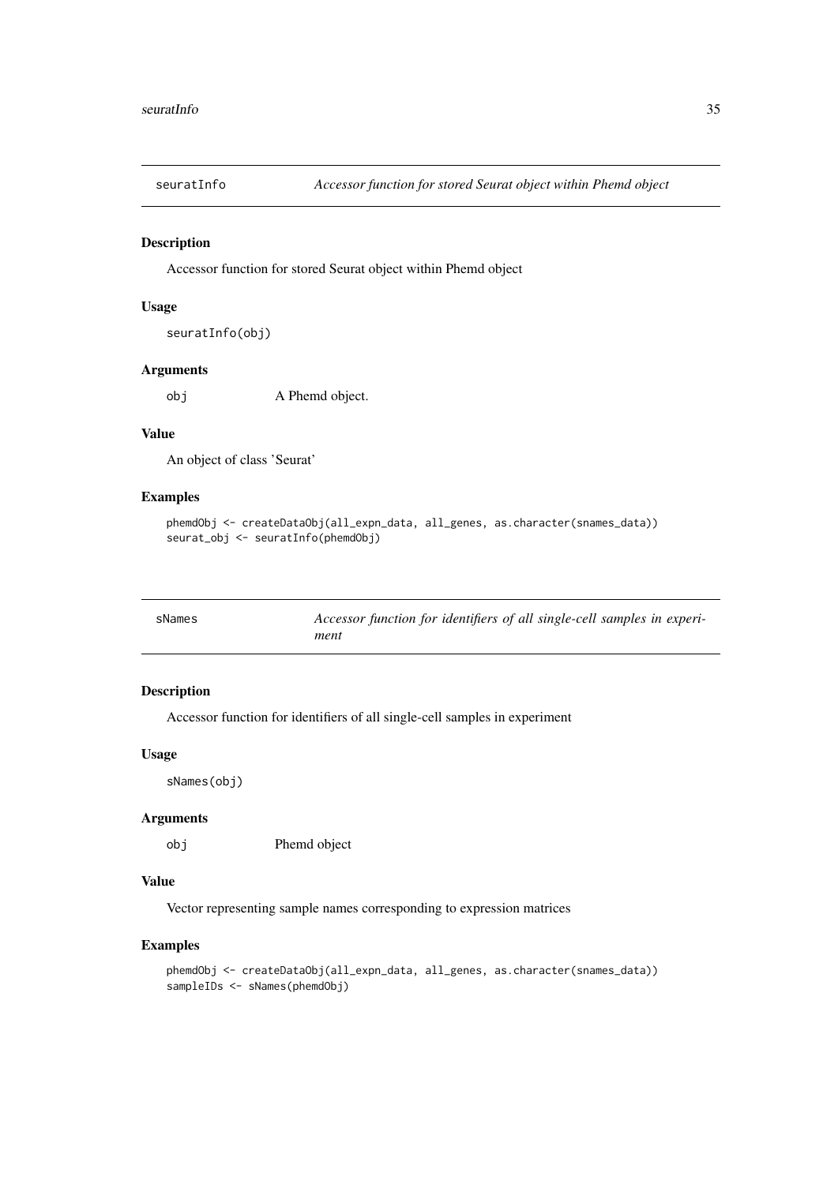## seuratInfo — *Accessor function for stored Seurat object within Phemd object*

### Description

Accessor function for stored Seurat object within Phemd object

### Usage

```
seuratInfo(obj)
```

### Arguments

obj  A Phemd object.

### Value

An object of class 'Seurat'

### Examples

```
phemdObj <- createDataObj(all_expn_data, all_genes, as.character(snames_data))
seurat_obj <- seuratInfo(phemdObj)
```

## sNames — *Accessor function for identifiers of all single-cell samples in experiment*

### Description

Accessor function for identifiers of all single-cell samples in experiment

### Usage

```
sNames(obj)
```

### Arguments

obj  Phemd object

### Value

Vector representing sample names corresponding to expression matrices

### Examples

```
phemdObj <- createDataObj(all_expn_data, all_genes, as.character(snames_data))
sampleIDs <- sNames(phemdObj)
```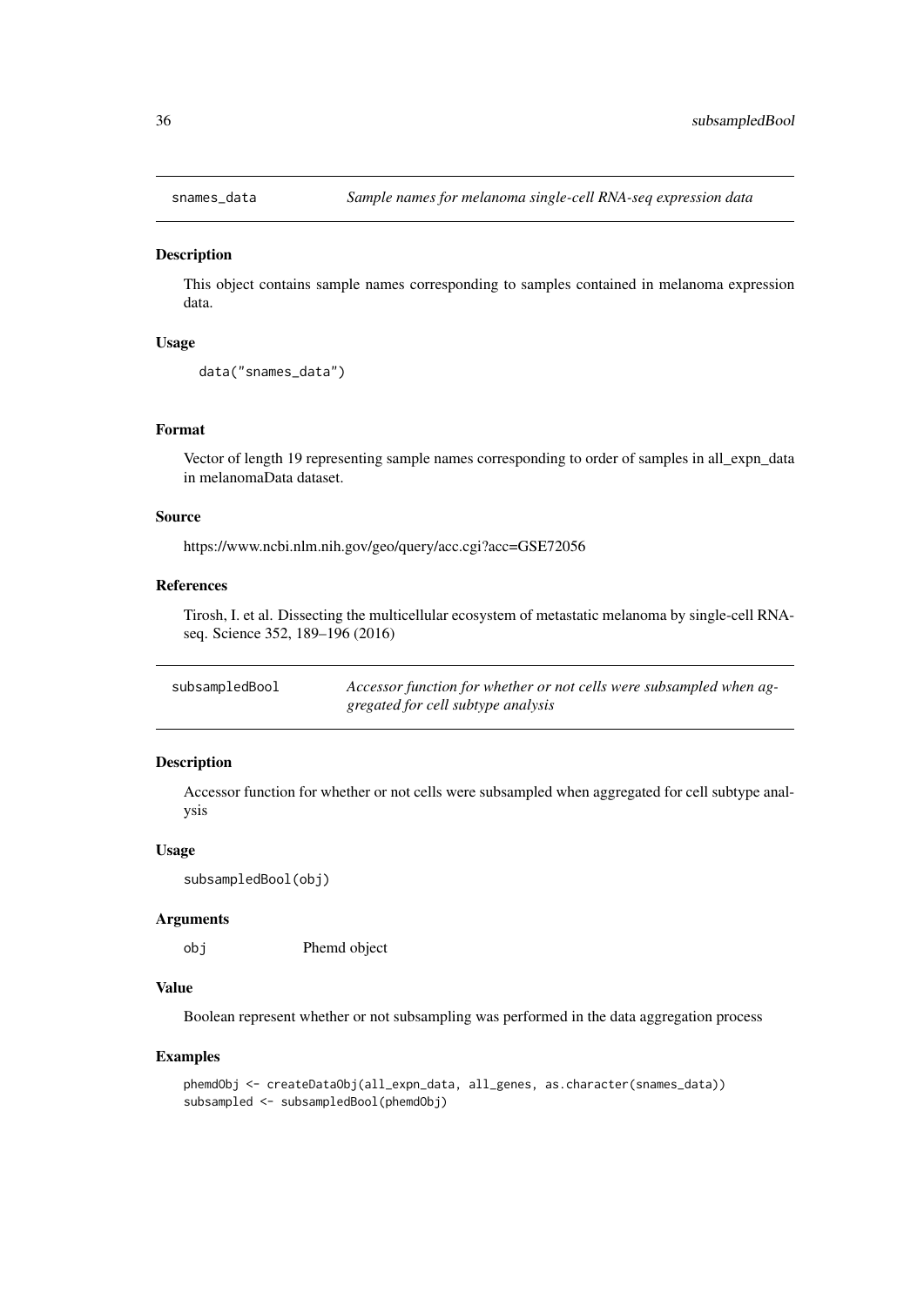## snames_data — *Sample names for melanoma single-cell RNA-seq expression data*

### Description

This object contains sample names corresponding to samples contained in melanoma expression data.

### Usage

```
data("snames_data")
```

### Format

Vector of length 19 representing sample names corresponding to order of samples in all_expn_data in melanomaData dataset.

### Source

https://www.ncbi.nlm.nih.gov/geo/query/acc.cgi?acc=GSE72056

### References

Tirosh, I. et al. Dissecting the multicellular ecosystem of metastatic melanoma by single-cell RNA-seq. Science 352, 189–196 (2016)

## subsampledBool — *Accessor function for whether or not cells were subsampled when aggregated for cell subtype analysis*

### Description

Accessor function for whether or not cells were subsampled when aggregated for cell subtype analysis

### Usage

```
subsampledBool(obj)
```

### Arguments

| | |
|---|---|
| obj | Phemd object |

### Value

Boolean represent whether or not subsampling was performed in the data aggregation process

### Examples

```
phemdObj <- createDataObj(all_expn_data, all_genes, as.character(snames_data))
subsampled <- subsampledBool(phemdObj)
```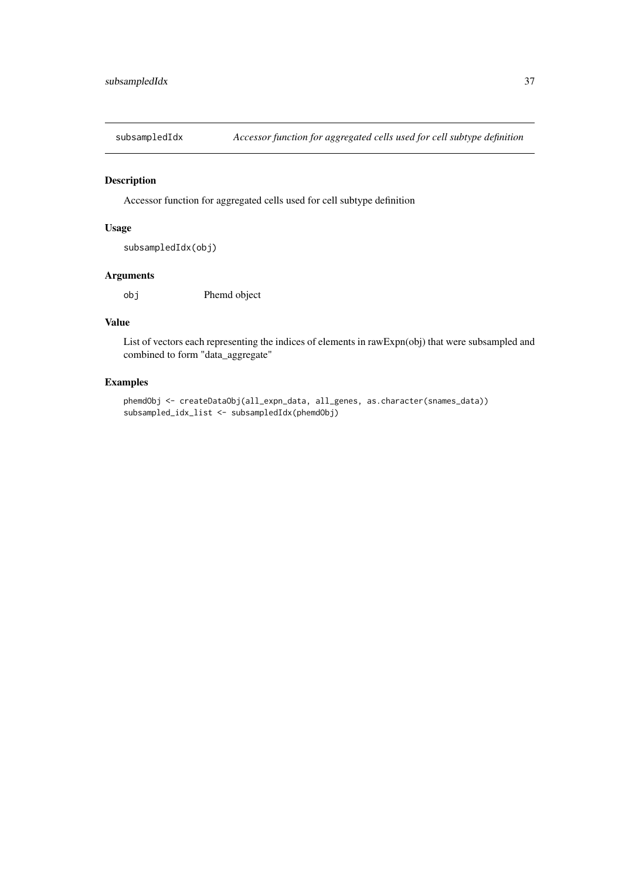## subsampledIdx *Accessor function for aggregated cells used for cell subtype definition*

### Description

Accessor function for aggregated cells used for cell subtype definition

### Usage

```
subsampledIdx(obj)
```

### Arguments

| | |
|---|---|
| obj | Phemd object |

### Value

List of vectors each representing the indices of elements in rawExpn(obj) that were subsampled and combined to form "data_aggregate"

### Examples

```
phemdObj <- createDataObj(all_expn_data, all_genes, as.character(snames_data))
subsampled_idx_list <- subsampledIdx(phemdObj)
```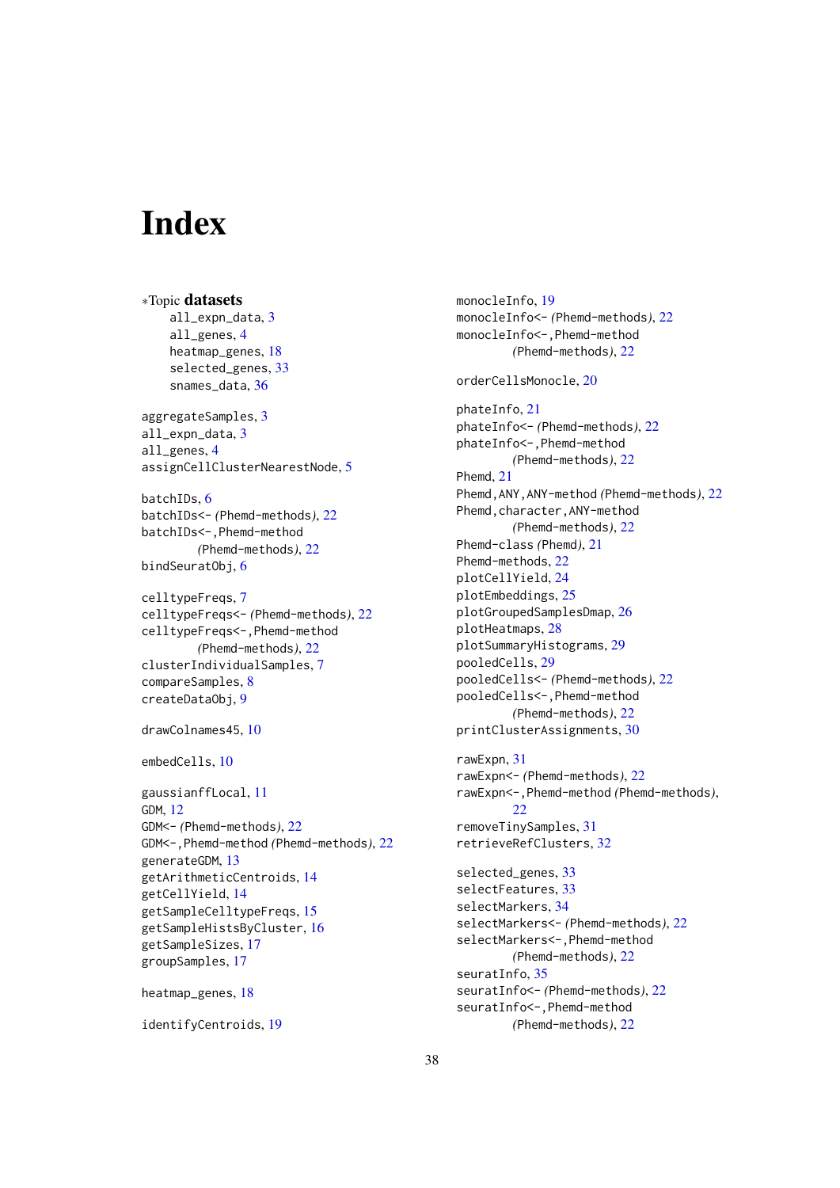# Index

∗Topic **datasets**

- all_expn_data, 3
- all_genes, 4
- heatmap_genes, 18
- selected_genes, 33
- snames_data, 36

aggregateSamples, 3
all_expn_data, 3
all_genes, 4
assignCellClusterNearestNode, 5

batchIDs, 6
batchIDs<- *(Phemd-methods)*, 22
batchIDs<-,Phemd-method *(Phemd-methods)*, 22
bindSeuratObj, 6

celltypeFreqs, 7
celltypeFreqs<- *(Phemd-methods)*, 22
celltypeFreqs<-,Phemd-method *(Phemd-methods)*, 22
clusterIndividualSamples, 7
compareSamples, 8
createDataObj, 9

drawColnames45, 10

embedCells, 10

gaussianffLocal, 11
GDM, 12
GDM<- *(Phemd-methods)*, 22
GDM<-,Phemd-method *(Phemd-methods)*, 22
generateGDM, 13
getArithmeticCentroids, 14
getCellYield, 14
getSampleCelltypeFreqs, 15
getSampleHistsByCluster, 16
getSampleSizes, 17
groupSamples, 17

heatmap_genes, 18

identifyCentroids, 19

monocleInfo, 19
monocleInfo<- *(Phemd-methods)*, 22
monocleInfo<-,Phemd-method *(Phemd-methods)*, 22

orderCellsMonocle, 20

phateInfo, 21
phateInfo<- *(Phemd-methods)*, 22
phateInfo<-,Phemd-method *(Phemd-methods)*, 22
Phemd, 21
Phemd,ANY,ANY-method *(Phemd-methods)*, 22
Phemd,character,ANY-method *(Phemd-methods)*, 22
Phemd-class *(Phemd)*, 21
Phemd-methods, 22
plotCellYield, 24
plotEmbeddings, 25
plotGroupedSamplesDmap, 26
plotHeatmaps, 28
plotSummaryHistograms, 29
pooledCells, 29
pooledCells<- *(Phemd-methods)*, 22
pooledCells<-,Phemd-method *(Phemd-methods)*, 22
printClusterAssignments, 30

rawExpn, 31
rawExpn<- *(Phemd-methods)*, 22
rawExpn<-,Phemd-method *(Phemd-methods)*, 22
removeTinySamples, 31
retrieveRefClusters, 32

selected_genes, 33
selectFeatures, 33
selectMarkers, 34
selectMarkers<- *(Phemd-methods)*, 22
selectMarkers<-,Phemd-method *(Phemd-methods)*, 22
seuratInfo, 35
seuratInfo<- *(Phemd-methods)*, 22
seuratInfo<-,Phemd-method *(Phemd-methods)*, 22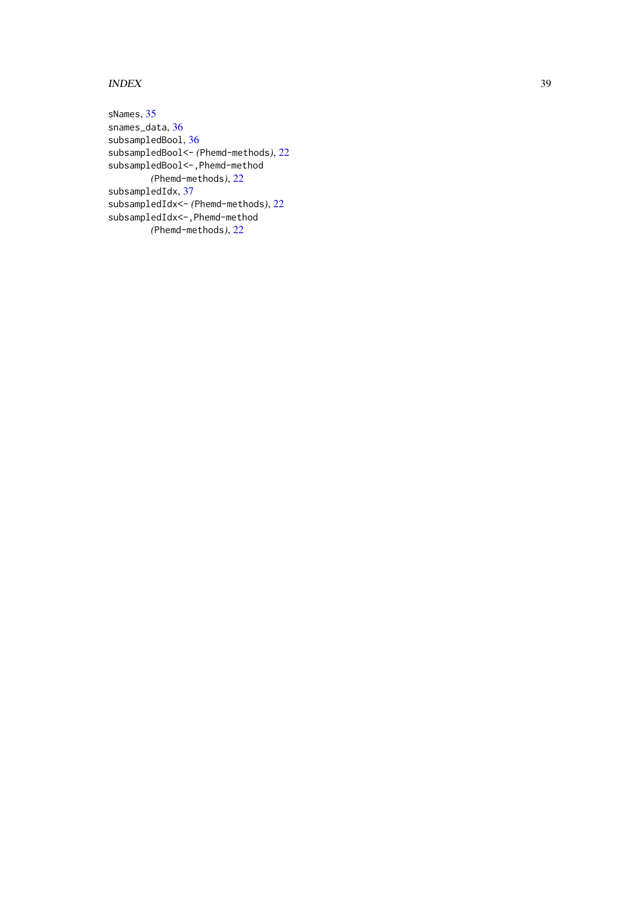sNames, 35
snames_data, 36
subsampledBool, 36
subsampledBool<- *(*Phemd-methods*)*, 22
subsampledBool<-,Phemd-method
    *(*Phemd-methods*)*, 22
subsampledIdx, 37
subsampledIdx<- *(*Phemd-methods*)*, 22
subsampledIdx<-,Phemd-method
    *(*Phemd-methods*)*, 22